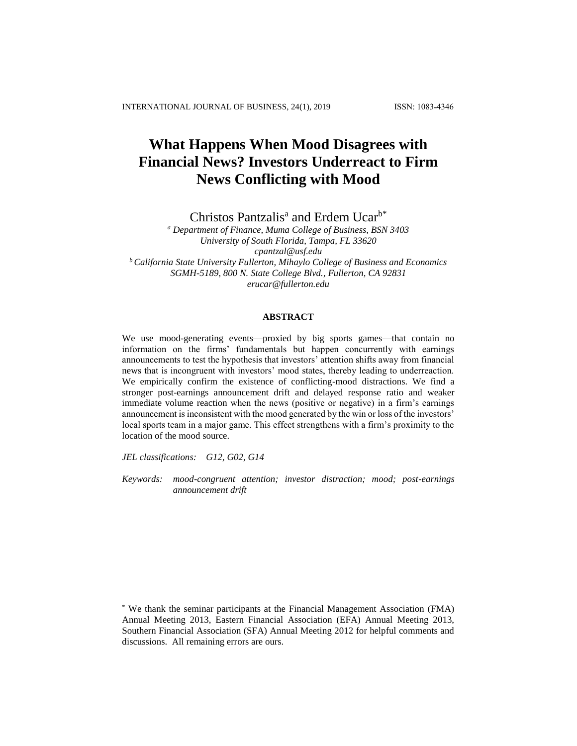# What Happens When Mood Disagrees with Financial News? Investors Underreact to Firm News Conflicting with Mood

Christos Pantzalis[a] and Erdem Ucar[b*]

[a] *Department of Finance, Muma College of Business, BSN 3403*
*University of South Florida, Tampa, FL 33620*
*cpantzal@usf.edu*

[b] *California State University Fullerton, Mihaylo College of Business and Economics*
*SGMH-5189, 800 N. State College Blvd., Fullerton, CA 92831*
*erucar@fullerton.edu*

## ABSTRACT

We use mood-generating events—proxied by big sports games—that contain no information on the firms' fundamentals but happen concurrently with earnings announcements to test the hypothesis that investors' attention shifts away from financial news that is incongruent with investors' mood states, thereby leading to underreaction. We empirically confirm the existence of conflicting-mood distractions. We find a stronger post-earnings announcement drift and delayed response ratio and weaker immediate volume reaction when the news (positive or negative) in a firm's earnings announcement is inconsistent with the mood generated by the win or loss of the investors' local sports team in a major game. This effect strengthens with a firm's proximity to the location of the mood source.

*JEL classifications:* *G12, G02, G14*

*Keywords:* *mood-congruent attention; investor distraction; mood; post-earnings announcement drift*

[*] We thank the seminar participants at the Financial Management Association (FMA) Annual Meeting 2013, Eastern Financial Association (EFA) Annual Meeting 2013, Southern Financial Association (SFA) Annual Meeting 2012 for helpful comments and discussions. All remaining errors are ours.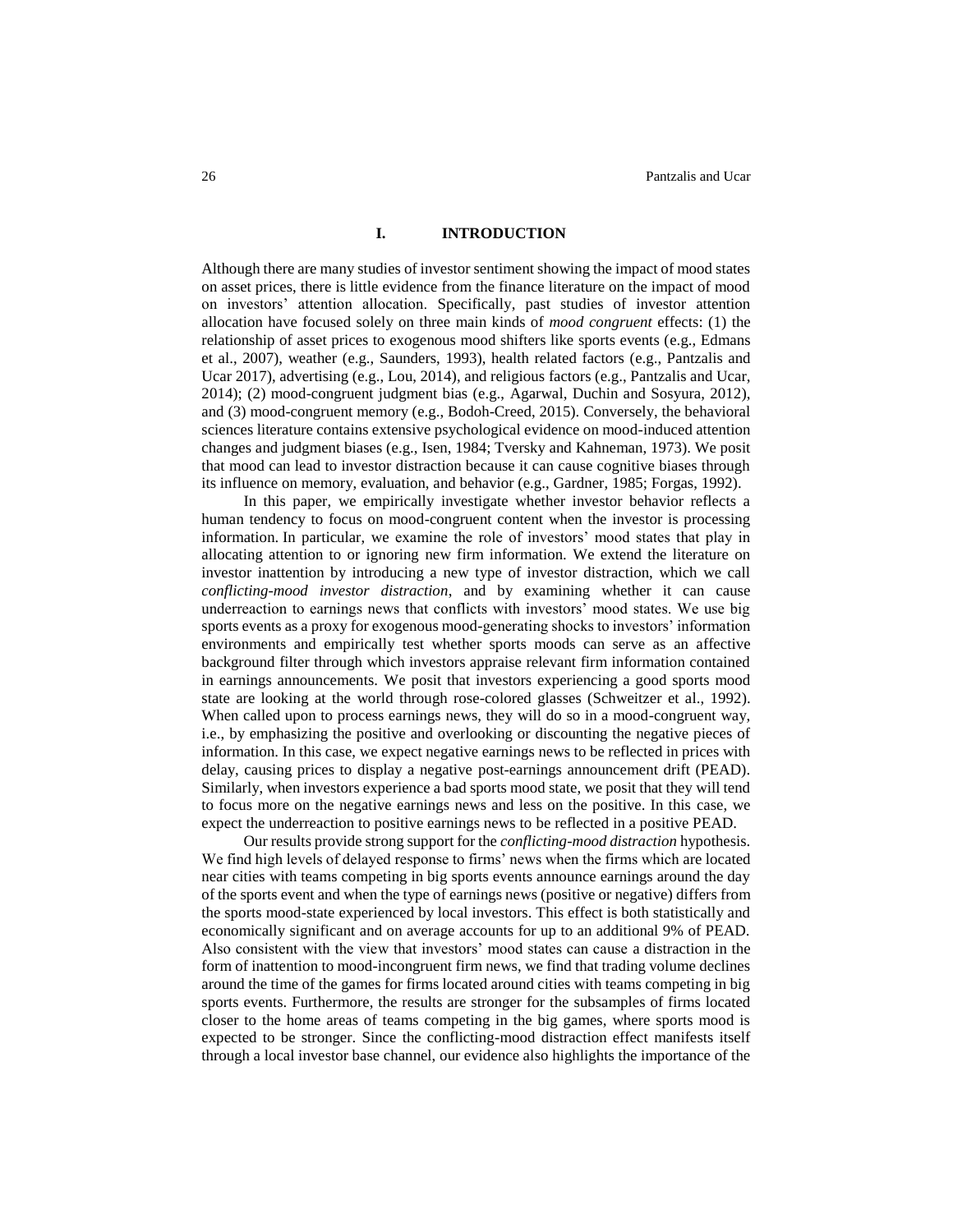# I. INTRODUCTION

Although there are many studies of investor sentiment showing the impact of mood states on asset prices, there is little evidence from the finance literature on the impact of mood on investors' attention allocation. Specifically, past studies of investor attention allocation have focused solely on three main kinds of *mood congruent* effects: (1) the relationship of asset prices to exogenous mood shifters like sports events (e.g., Edmans et al., 2007), weather (e.g., Saunders, 1993), health related factors (e.g., Pantzalis and Ucar 2017), advertising (e.g., Lou, 2014), and religious factors (e.g., Pantzalis and Ucar, 2014); (2) mood-congruent judgment bias (e.g., Agarwal, Duchin and Sosyura, 2012), and (3) mood-congruent memory (e.g., Bodoh-Creed, 2015). Conversely, the behavioral sciences literature contains extensive psychological evidence on mood-induced attention changes and judgment biases (e.g., Isen, 1984; Tversky and Kahneman, 1973). We posit that mood can lead to investor distraction because it can cause cognitive biases through its influence on memory, evaluation, and behavior (e.g., Gardner, 1985; Forgas, 1992).

In this paper, we empirically investigate whether investor behavior reflects a human tendency to focus on mood-congruent content when the investor is processing information. In particular, we examine the role of investors' mood states that play in allocating attention to or ignoring new firm information. We extend the literature on investor inattention by introducing a new type of investor distraction, which we call *conflicting-mood investor distraction*, and by examining whether it can cause underreaction to earnings news that conflicts with investors' mood states. We use big sports events as a proxy for exogenous mood-generating shocks to investors' information environments and empirically test whether sports moods can serve as an affective background filter through which investors appraise relevant firm information contained in earnings announcements. We posit that investors experiencing a good sports mood state are looking at the world through rose-colored glasses (Schweitzer et al., 1992). When called upon to process earnings news, they will do so in a mood-congruent way, i.e., by emphasizing the positive and overlooking or discounting the negative pieces of information. In this case, we expect negative earnings news to be reflected in prices with delay, causing prices to display a negative post-earnings announcement drift (PEAD). Similarly, when investors experience a bad sports mood state, we posit that they will tend to focus more on the negative earnings news and less on the positive. In this case, we expect the underreaction to positive earnings news to be reflected in a positive PEAD.

Our results provide strong support for the *conflicting-mood distraction* hypothesis. We find high levels of delayed response to firms' news when the firms which are located near cities with teams competing in big sports events announce earnings around the day of the sports event and when the type of earnings news (positive or negative) differs from the sports mood-state experienced by local investors. This effect is both statistically and economically significant and on average accounts for up to an additional 9% of PEAD. Also consistent with the view that investors' mood states can cause a distraction in the form of inattention to mood-incongruent firm news, we find that trading volume declines around the time of the games for firms located around cities with teams competing in big sports events. Furthermore, the results are stronger for the subsamples of firms located closer to the home areas of teams competing in the big games, where sports mood is expected to be stronger. Since the conflicting-mood distraction effect manifests itself through a local investor base channel, our evidence also highlights the importance of the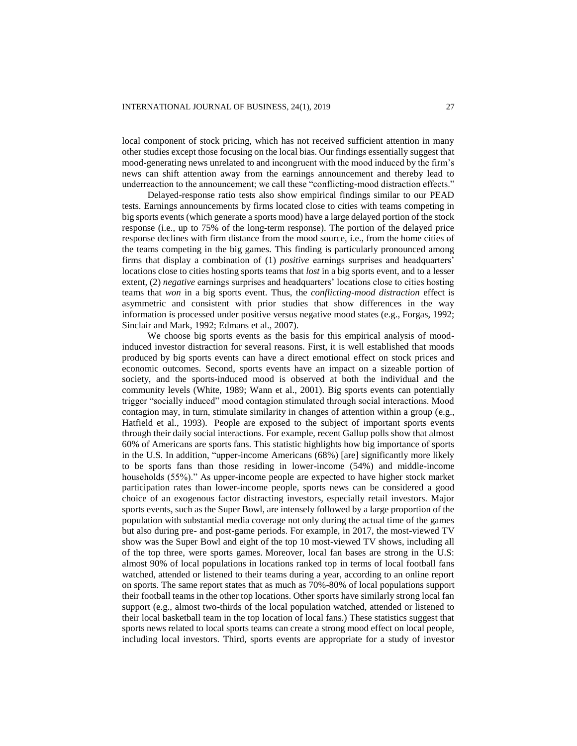local component of stock pricing, which has not received sufficient attention in many other studies except those focusing on the local bias. Our findings essentially suggest that mood-generating news unrelated to and incongruent with the mood induced by the firm's news can shift attention away from the earnings announcement and thereby lead to underreaction to the announcement; we call these "conflicting-mood distraction effects."

Delayed-response ratio tests also show empirical findings similar to our PEAD tests. Earnings announcements by firms located close to cities with teams competing in big sports events (which generate a sports mood) have a large delayed portion of the stock response (i.e., up to 75% of the long-term response). The portion of the delayed price response declines with firm distance from the mood source, i.e., from the home cities of the teams competing in the big games. This finding is particularly pronounced among firms that display a combination of (1) *positive* earnings surprises and headquarters' locations close to cities hosting sports teams that *lost* in a big sports event, and to a lesser extent, (2) *negative* earnings surprises and headquarters' locations close to cities hosting teams that *won* in a big sports event. Thus, the *conflicting-mood distraction* effect is asymmetric and consistent with prior studies that show differences in the way information is processed under positive versus negative mood states (e.g., Forgas, 1992; Sinclair and Mark, 1992; Edmans et al., 2007).

We choose big sports events as the basis for this empirical analysis of mood-induced investor distraction for several reasons. First, it is well established that moods produced by big sports events can have a direct emotional effect on stock prices and economic outcomes. Second, sports events have an impact on a sizeable portion of society, and the sports-induced mood is observed at both the individual and the community levels (White, 1989; Wann et al., 2001). Big sports events can potentially trigger "socially induced" mood contagion stimulated through social interactions. Mood contagion may, in turn, stimulate similarity in changes of attention within a group (e.g., Hatfield et al., 1993). People are exposed to the subject of important sports events through their daily social interactions. For example, recent Gallup polls show that almost 60% of Americans are sports fans. This statistic highlights how big importance of sports in the U.S. In addition, "upper-income Americans (68%) [are] significantly more likely to be sports fans than those residing in lower-income (54%) and middle-income households (55%)." As upper-income people are expected to have higher stock market participation rates than lower-income people, sports news can be considered a good choice of an exogenous factor distracting investors, especially retail investors. Major sports events, such as the Super Bowl, are intensely followed by a large proportion of the population with substantial media coverage not only during the actual time of the games but also during pre- and post-game periods. For example, in 2017, the most-viewed TV show was the Super Bowl and eight of the top 10 most-viewed TV shows, including all of the top three, were sports games. Moreover, local fan bases are strong in the U.S: almost 90% of local populations in locations ranked top in terms of local football fans watched, attended or listened to their teams during a year, according to an online report on sports. The same report states that as much as 70%-80% of local populations support their football teams in the other top locations. Other sports have similarly strong local fan support (e.g., almost two-thirds of the local population watched, attended or listened to their local basketball team in the top location of local fans.) These statistics suggest that sports news related to local sports teams can create a strong mood effect on local people, including local investors. Third, sports events are appropriate for a study of investor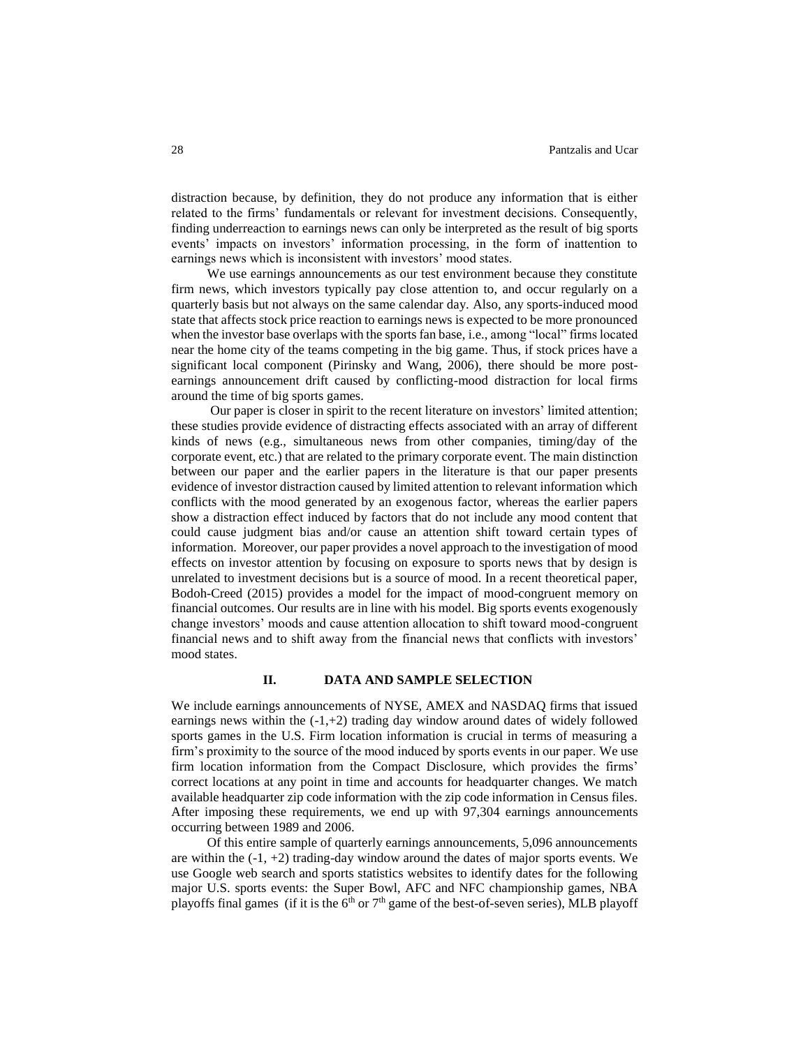distraction because, by definition, they do not produce any information that is either related to the firms' fundamentals or relevant for investment decisions. Consequently, finding underreaction to earnings news can only be interpreted as the result of big sports events' impacts on investors' information processing, in the form of inattention to earnings news which is inconsistent with investors' mood states.

We use earnings announcements as our test environment because they constitute firm news, which investors typically pay close attention to, and occur regularly on a quarterly basis but not always on the same calendar day. Also, any sports-induced mood state that affects stock price reaction to earnings news is expected to be more pronounced when the investor base overlaps with the sports fan base, i.e., among "local" firms located near the home city of the teams competing in the big game. Thus, if stock prices have a significant local component (Pirinsky and Wang, 2006), there should be more post-earnings announcement drift caused by conflicting-mood distraction for local firms around the time of big sports games.

Our paper is closer in spirit to the recent literature on investors' limited attention; these studies provide evidence of distracting effects associated with an array of different kinds of news (e.g., simultaneous news from other companies, timing/day of the corporate event, etc.) that are related to the primary corporate event. The main distinction between our paper and the earlier papers in the literature is that our paper presents evidence of investor distraction caused by limited attention to relevant information which conflicts with the mood generated by an exogenous factor, whereas the earlier papers show a distraction effect induced by factors that do not include any mood content that could cause judgment bias and/or cause an attention shift toward certain types of information. Moreover, our paper provides a novel approach to the investigation of mood effects on investor attention by focusing on exposure to sports news that by design is unrelated to investment decisions but is a source of mood. In a recent theoretical paper, Bodoh-Creed (2015) provides a model for the impact of mood-congruent memory on financial outcomes. Our results are in line with his model. Big sports events exogenously change investors' moods and cause attention allocation to shift toward mood-congruent financial news and to shift away from the financial news that conflicts with investors' mood states.

## II. DATA AND SAMPLE SELECTION

We include earnings announcements of NYSE, AMEX and NASDAQ firms that issued earnings news within the (-1,+2) trading day window around dates of widely followed sports games in the U.S. Firm location information is crucial in terms of measuring a firm's proximity to the source of the mood induced by sports events in our paper. We use firm location information from the Compact Disclosure, which provides the firms' correct locations at any point in time and accounts for headquarter changes. We match available headquarter zip code information with the zip code information in Census files. After imposing these requirements, we end up with 97,304 earnings announcements occurring between 1989 and 2006.

Of this entire sample of quarterly earnings announcements, 5,096 announcements are within the (-1, +2) trading-day window around the dates of major sports events. We use Google web search and sports statistics websites to identify dates for the following major U.S. sports events: the Super Bowl, AFC and NFC championship games, NBA playoffs final games (if it is the 6th or 7th game of the best-of-seven series), MLB playoff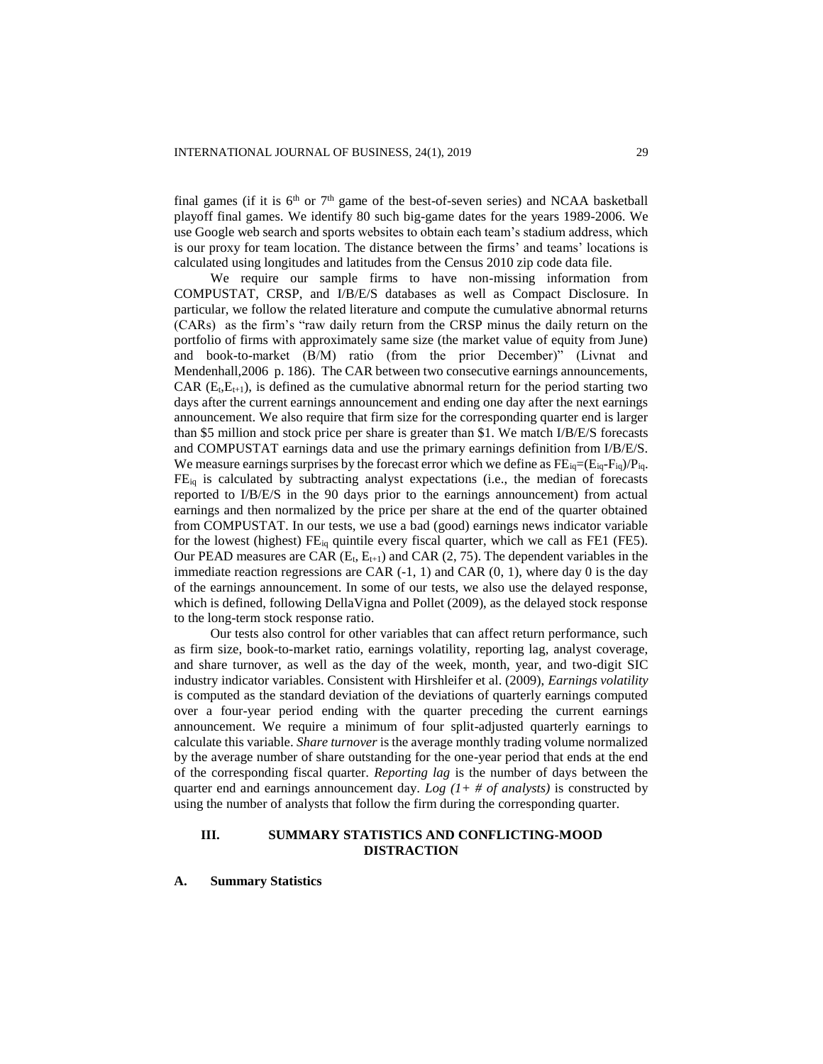final games (if it is $6^{th}$ or $7^{th}$ game of the best-of-seven series) and NCAA basketball playoff final games. We identify 80 such big-game dates for the years 1989-2006. We use Google web search and sports websites to obtain each team's stadium address, which is our proxy for team location. The distance between the firms' and teams' locations is calculated using longitudes and latitudes from the Census 2010 zip code data file.

We require our sample firms to have non-missing information from COMPUSTAT, CRSP, and I/B/E/S databases as well as Compact Disclosure. In particular, we follow the related literature and compute the cumulative abnormal returns (CARs) as the firm's "raw daily return from the CRSP minus the daily return on the portfolio of firms with approximately same size (the market value of equity from June) and book-to-market (B/M) ratio (from the prior December)" (Livnat and Mendenhall,2006 p. 186). The CAR between two consecutive earnings announcements, CAR ($E_t$,$E_{t+1}$), is defined as the cumulative abnormal return for the period starting two days after the current earnings announcement and ending one day after the next earnings announcement. We also require that firm size for the corresponding quarter end is larger than \$5 million and stock price per share is greater than \$1. We match I/B/E/S forecasts and COMPUSTAT earnings data and use the primary earnings definition from I/B/E/S. We measure earnings surprises by the forecast error which we define as $FE_{iq}=(E_{iq}-F_{iq})/P_{iq}$. $FE_{iq}$ is calculated by subtracting analyst expectations (i.e., the median of forecasts reported to I/B/E/S in the 90 days prior to the earnings announcement) from actual earnings and then normalized by the price per share at the end of the quarter obtained from COMPUSTAT. In our tests, we use a bad (good) earnings news indicator variable for the lowest (highest) $FE_{iq}$ quintile every fiscal quarter, which we call as FE1 (FE5). Our PEAD measures are CAR ($E_t$, $E_{t+1}$) and CAR (2, 75). The dependent variables in the immediate reaction regressions are CAR (-1, 1) and CAR (0, 1), where day 0 is the day of the earnings announcement. In some of our tests, we also use the delayed response, which is defined, following DellaVigna and Pollet (2009), as the delayed stock response to the long-term stock response ratio.

Our tests also control for other variables that can affect return performance, such as firm size, book-to-market ratio, earnings volatility, reporting lag, analyst coverage, and share turnover, as well as the day of the week, month, year, and two-digit SIC industry indicator variables. Consistent with Hirshleifer et al. (2009), *Earnings volatility* is computed as the standard deviation of the deviations of quarterly earnings computed over a four-year period ending with the quarter preceding the current earnings announcement. We require a minimum of four split-adjusted quarterly earnings to calculate this variable. *Share turnover* is the average monthly trading volume normalized by the average number of share outstanding for the one-year period that ends at the end of the corresponding fiscal quarter. *Reporting lag* is the number of days between the quarter end and earnings announcement day. *Log (1+ # of analysts)* is constructed by using the number of analysts that follow the firm during the corresponding quarter.

## III. SUMMARY STATISTICS AND CONFLICTING-MOOD DISTRACTION

### A. Summary Statistics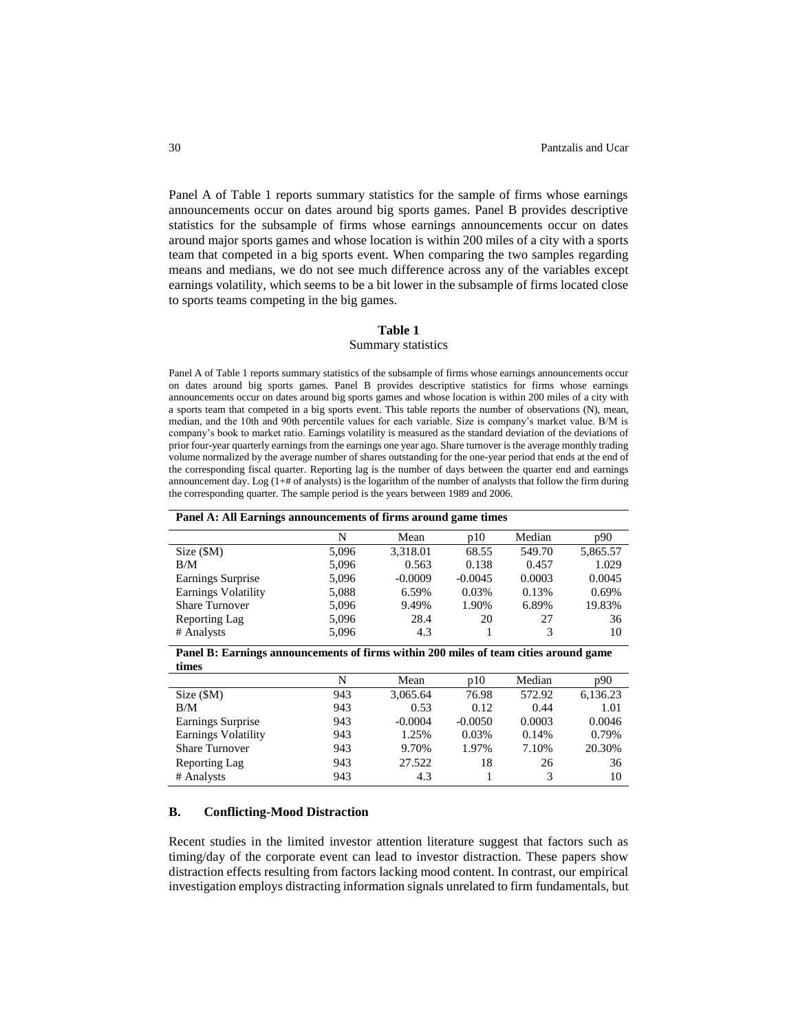Panel A of Table 1 reports summary statistics for the sample of firms whose earnings announcements occur on dates around big sports games. Panel B provides descriptive statistics for the subsample of firms whose earnings announcements occur on dates around major sports games and whose location is within 200 miles of a city with a sports team that competed in a big sports event. When comparing the two samples regarding means and medians, we do not see much difference across any of the variables except earnings volatility, which seems to be a bit lower in the subsample of firms located close to sports teams competing in the big games.

**Table 1**

Summary statistics

Panel A of Table 1 reports summary statistics of the subsample of firms whose earnings announcements occur on dates around big sports games. Panel B provides descriptive statistics for firms whose earnings announcements occur on dates around big sports games and whose location is within 200 miles of a city with a sports team that competed in a big sports event. This table reports the number of observations (N), mean, median, and the 10th and 90th percentile values for each variable. Size is company's market value. B/M is company's book to market ratio. Earnings volatility is measured as the standard deviation of the deviations of prior four-year quarterly earnings from the earnings one year ago. Share turnover is the average monthly trading volume normalized by the average number of shares outstanding for the one-year period that ends at the end of the corresponding fiscal quarter. Reporting lag is the number of days between the quarter end and earnings announcement day. Log (1+# of analysts) is the logarithm of the number of analysts that follow the firm during the corresponding quarter. The sample period is the years between 1989 and 2006.

**Panel A: All Earnings announcements of firms around game times**

| | N | Mean | p10 | Median | p90 |
|---|---|---|---|---|---|
| Size ($M) | 5,096 | 3,318.01 | 68.55 | 549.70 | 5,865.57 |
| B/M | 5,096 | 0.563 | 0.138 | 0.457 | 1.029 |
| Earnings Surprise | 5,096 | -0.0009 | -0.0045 | 0.0003 | 0.0045 |
| Earnings Volatility | 5,088 | 6.59% | 0.03% | 0.13% | 0.69% |
| Share Turnover | 5,096 | 9.49% | 1.90% | 6.89% | 19.83% |
| Reporting Lag | 5,096 | 28.4 | 20 | 27 | 36 |
| # Analysts | 5,096 | 4.3 | 1 | 3 | 10 |

**Panel B: Earnings announcements of firms within 200 miles of team cities around game times**

| | N | Mean | p10 | Median | p90 |
|---|---|---|---|---|---|
| Size ($M) | 943 | 3,065.64 | 76.98 | 572.92 | 6,136.23 |
| B/M | 943 | 0.53 | 0.12 | 0.44 | 1.01 |
| Earnings Surprise | 943 | -0.0004 | -0.0050 | 0.0003 | 0.0046 |
| Earnings Volatility | 943 | 1.25% | 0.03% | 0.14% | 0.79% |
| Share Turnover | 943 | 9.70% | 1.97% | 7.10% | 20.30% |
| Reporting Lag | 943 | 27.522 | 18 | 26 | 36 |
| # Analysts | 943 | 4.3 | 1 | 3 | 10 |

### B. Conflicting-Mood Distraction

Recent studies in the limited investor attention literature suggest that factors such as timing/day of the corporate event can lead to investor distraction. These papers show distraction effects resulting from factors lacking mood content. In contrast, our empirical investigation employs distracting information signals unrelated to firm fundamentals, but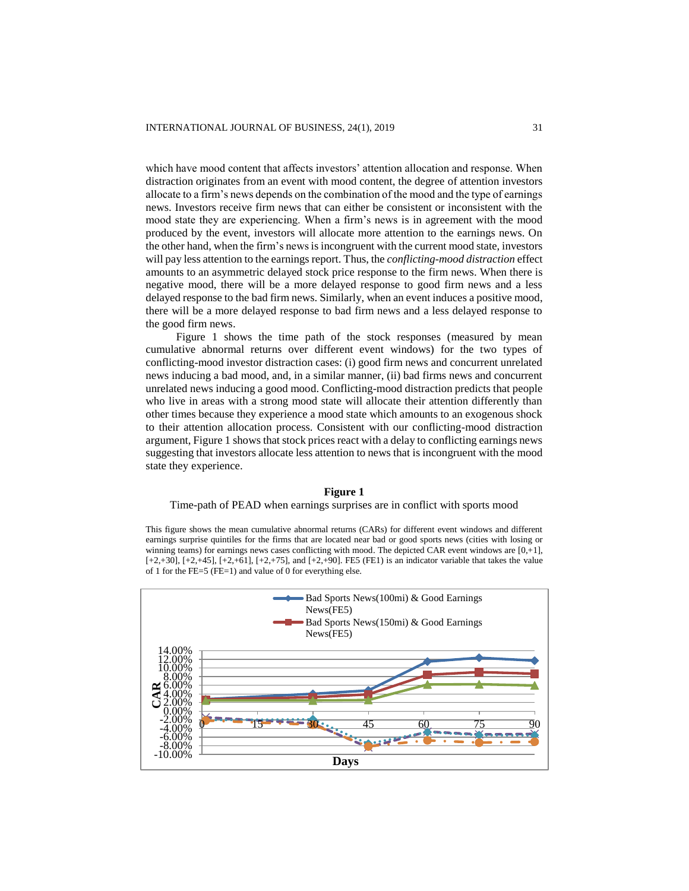which have mood content that affects investors' attention allocation and response. When distraction originates from an event with mood content, the degree of attention investors allocate to a firm's news depends on the combination of the mood and the type of earnings news. Investors receive firm news that can either be consistent or inconsistent with the mood state they are experiencing. When a firm's news is in agreement with the mood produced by the event, investors will allocate more attention to the earnings news. On the other hand, when the firm's news is incongruent with the current mood state, investors will pay less attention to the earnings report. Thus, the *conflicting-mood distraction* effect amounts to an asymmetric delayed stock price response to the firm news. When there is negative mood, there will be a more delayed response to good firm news and a less delayed response to the bad firm news. Similarly, when an event induces a positive mood, there will be a more delayed response to bad firm news and a less delayed response to the good firm news.

Figure 1 shows the time path of the stock responses (measured by mean cumulative abnormal returns over different event windows) for the two types of conflicting-mood investor distraction cases: (i) good firm news and concurrent unrelated news inducing a bad mood, and, in a similar manner, (ii) bad firms news and concurrent unrelated news inducing a good mood. Conflicting-mood distraction predicts that people who live in areas with a strong mood state will allocate their attention differently than other times because they experience a mood state which amounts to an exogenous shock to their attention allocation process. Consistent with our conflicting-mood distraction argument, Figure 1 shows that stock prices react with a delay to conflicting earnings news suggesting that investors allocate less attention to news that is incongruent with the mood state they experience.

**Figure 1**

Time-path of PEAD when earnings surprises are in conflict with sports mood

This figure shows the mean cumulative abnormal returns (CARs) for different event windows and different earnings surprise quintiles for the firms that are located near bad or good sports news (cities with losing or winning teams) for earnings news cases conflicting with mood. The depicted CAR event windows are [0,+1], [+2,+30], [+2,+45], [+2,+61], [+2,+75], and [+2,+90]. FE5 (FE1) is an indicator variable that takes the value of 1 for the FE=5 (FE=1) and value of 0 for everything else.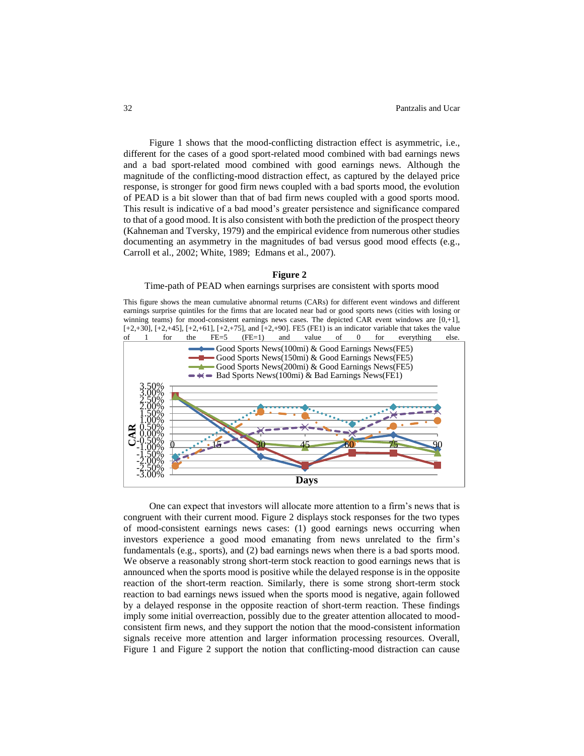Figure 1 shows that the mood-conflicting distraction effect is asymmetric, i.e., different for the cases of a good sport-related mood combined with bad earnings news and a bad sport-related mood combined with good earnings news. Although the magnitude of the conflicting-mood distraction effect, as captured by the delayed price response, is stronger for good firm news coupled with a bad sports mood, the evolution of PEAD is a bit slower than that of bad firm news coupled with a good sports mood. This result is indicative of a bad mood's greater persistence and significance compared to that of a good mood. It is also consistent with both the prediction of the prospect theory (Kahneman and Tversky, 1979) and the empirical evidence from numerous other studies documenting an asymmetry in the magnitudes of bad versus good mood effects (e.g., Carroll et al., 2002; White, 1989; Edmans et al., 2007).

**Figure 2**

Time-path of PEAD when earnings surprises are consistent with sports mood

This figure shows the mean cumulative abnormal returns (CARs) for different event windows and different earnings surprise quintiles for the firms that are located near bad or good sports news (cities with losing or winning teams) for mood-consistent earnings news cases. The depicted CAR event windows are [0,+1], [+2,+30], [+2,+45], [+2,+61], [+2,+75], and [+2,+90]. FE5 (FE1) is an indicator variable that takes the value of 1 for the FE=5 (FE=1) and value of 0 for everything else.

One can expect that investors will allocate more attention to a firm's news that is congruent with their current mood. Figure 2 displays stock responses for the two types of mood-consistent earnings news cases: (1) good earnings news occurring when investors experience a good mood emanating from news unrelated to the firm's fundamentals (e.g., sports), and (2) bad earnings news when there is a bad sports mood. We observe a reasonably strong short-term stock reaction to good earnings news that is announced when the sports mood is positive while the delayed response is in the opposite reaction of the short-term reaction. Similarly, there is some strong short-term stock reaction to bad earnings news issued when the sports mood is negative, again followed by a delayed response in the opposite reaction of short-term reaction. These findings imply some initial overreaction, possibly due to the greater attention allocated to mood-consistent firm news, and they support the notion that the mood-consistent information signals receive more attention and larger information processing resources. Overall, Figure 1 and Figure 2 support the notion that conflicting-mood distraction can cause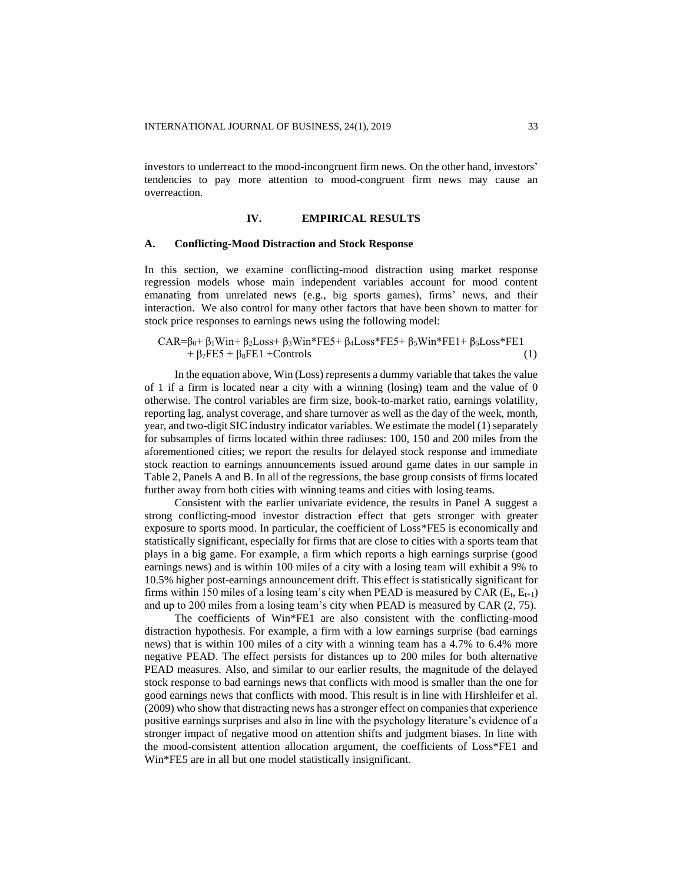investors to underreact to the mood-incongruent firm news. On the other hand, investors' tendencies to pay more attention to mood-congruent firm news may cause an overreaction.

## IV. EMPIRICAL RESULTS

### A. Conflicting-Mood Distraction and Stock Response

In this section, we examine conflicting-mood distraction using market response regression models whose main independent variables account for mood content emanating from unrelated news (e.g., big sports games), firms' news, and their interaction. We also control for many other factors that have been shown to matter for stock price responses to earnings news using the following model:

$$CAR=\beta_0+\beta_1 Win+\beta_2 Loss+\beta_3 Win*FE5+\beta_4 Loss*FE5+\beta_5 Win*FE1+\beta_6 Loss*FE1 + \beta_7 FE5+\beta_8 FE1 + Controls \quad (1)$$

In the equation above, Win (Loss) represents a dummy variable that takes the value of 1 if a firm is located near a city with a winning (losing) team and the value of 0 otherwise. The control variables are firm size, book-to-market ratio, earnings volatility, reporting lag, analyst coverage, and share turnover as well as the day of the week, month, year, and two-digit SIC industry indicator variables. We estimate the model (1) separately for subsamples of firms located within three radiuses: 100, 150 and 200 miles from the aforementioned cities; we report the results for delayed stock response and immediate stock reaction to earnings announcements issued around game dates in our sample in Table 2, Panels A and B. In all of the regressions, the base group consists of firms located further away from both cities with winning teams and cities with losing teams.

Consistent with the earlier univariate evidence, the results in Panel A suggest a strong conflicting-mood investor distraction effect that gets stronger with greater exposure to sports mood. In particular, the coefficient of Loss*FE5 is economically and statistically significant, especially for firms that are close to cities with a sports team that plays in a big game. For example, a firm which reports a high earnings surprise (good earnings news) and is within 100 miles of a city with a losing team will exhibit a 9% to 10.5% higher post-earnings announcement drift. This effect is statistically significant for firms within 150 miles of a losing team's city when PEAD is measured by CAR ($E_t$, $E_{t+1}$) and up to 200 miles from a losing team's city when PEAD is measured by CAR (2, 75).

The coefficients of Win*FE1 are also consistent with the conflicting-mood distraction hypothesis. For example, a firm with a low earnings surprise (bad earnings news) that is within 100 miles of a city with a winning team has a 4.7% to 6.4% more negative PEAD. The effect persists for distances up to 200 miles for both alternative PEAD measures. Also, and similar to our earlier results, the magnitude of the delayed stock response to bad earnings news that conflicts with mood is smaller than the one for good earnings news that conflicts with mood. This result is in line with Hirshleifer et al. (2009) who show that distracting news has a stronger effect on companies that experience positive earnings surprises and also in line with the psychology literature's evidence of a stronger impact of negative mood on attention shifts and judgment biases. In line with the mood-consistent attention allocation argument, the coefficients of Loss*FE1 and Win*FE5 are in all but one model statistically insignificant.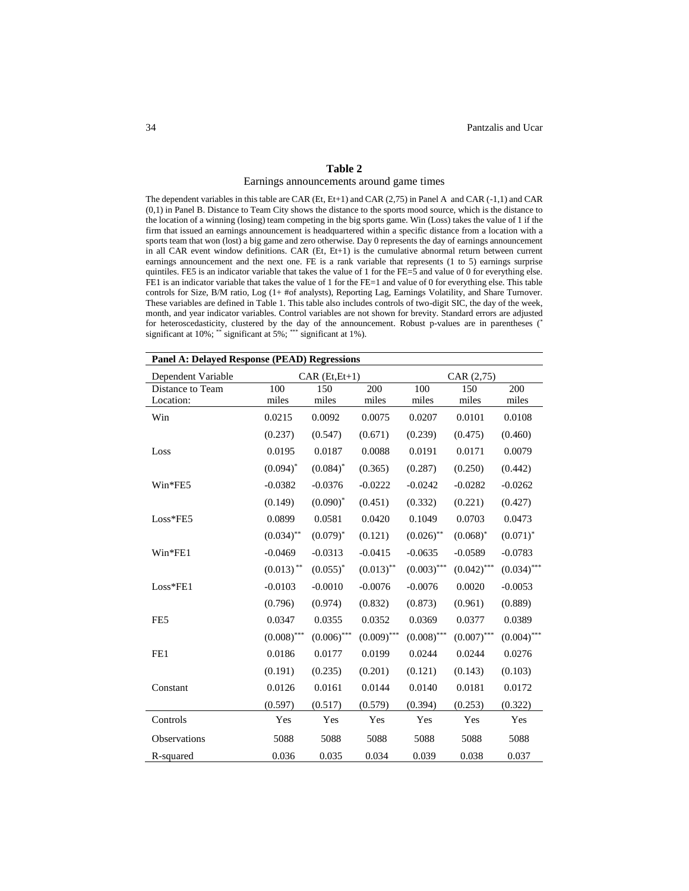**Table 2**

Earnings announcements around game times

The dependent variables in this table are CAR (Et, Et+1) and CAR (2,75) in Panel A and CAR (-1,1) and CAR (0,1) in Panel B. Distance to Team City shows the distance to the sports mood source, which is the distance to the location of a winning (losing) team competing in the big sports game. Win (Loss) takes the value of 1 if the firm that issued an earnings announcement is headquartered within a specific distance from a location with a sports team that won (lost) a big game and zero otherwise. Day 0 represents the day of earnings announcement in all CAR event window definitions. CAR (Et, Et+1) is the cumulative abnormal return between current earnings announcement and the next one. FE is a rank variable that represents (1 to 5) earnings surprise quintiles. FE5 is an indicator variable that takes the value of 1 for the FE=5 and value of 0 for everything else. FE1 is an indicator variable that takes the value of 1 for the FE=1 and value of 0 for everything else. This table controls for Size, B/M ratio, Log (1+ #of analysts), Reporting Lag, Earnings Volatility, and Share Turnover. These variables are defined in Table 1. This table also includes controls of two-digit SIC, the day of the week, month, and year indicator variables. Control variables are not shown for brevity. Standard errors are adjusted for heteroscedasticity, clustered by the day of the announcement. Robust p-values are in parentheses (* significant at 10%; ** significant at 5%; *** significant at 1%).

**Panel A: Delayed Response (PEAD) Regressions**

| Dependent Variable | CAR (Et,Et+1) | | | CAR (2,75) | | |
|---|---|---|---|---|---|---|
| Distance to Team Location: | 100 miles | 150 miles | 200 miles | 100 miles | 150 miles | 200 miles |
| Win | 0.0215 | 0.0092 | 0.0075 | 0.0207 | 0.0101 | 0.0108 |
| | (0.237) | (0.547) | (0.671) | (0.239) | (0.475) | (0.460) |
| Loss | 0.0195 | 0.0187 | 0.0088 | 0.0191 | 0.0171 | 0.0079 |
| | (0.094)* | (0.084)* | (0.365) | (0.287) | (0.250) | (0.442) |
| Win*FE5 | -0.0382 | -0.0376 | -0.0222 | -0.0242 | -0.0282 | -0.0262 |
| | (0.149) | (0.090)* | (0.451) | (0.332) | (0.221) | (0.427) |
| Loss*FE5 | 0.0899 | 0.0581 | 0.0420 | 0.1049 | 0.0703 | 0.0473 |
| | (0.034)** | (0.079)* | (0.121) | (0.026)** | (0.068)* | (0.071)* |
| Win*FE1 | -0.0469 | -0.0313 | -0.0415 | -0.0635 | -0.0589 | -0.0783 |
| | (0.013)** | (0.055)* | (0.013)** | (0.003)*** | (0.042)*** | (0.034)*** |
| Loss*FE1 | -0.0103 | -0.0010 | -0.0076 | -0.0076 | 0.0020 | -0.0053 |
| | (0.796) | (0.974) | (0.832) | (0.873) | (0.961) | (0.889) |
| FE5 | 0.0347 | 0.0355 | 0.0352 | 0.0369 | 0.0377 | 0.0389 |
| | (0.008)*** | (0.006)*** | (0.009)*** | (0.008)*** | (0.007)*** | (0.004)*** |
| FE1 | 0.0186 | 0.0177 | 0.0199 | 0.0244 | 0.0244 | 0.0276 |
| | (0.191) | (0.235) | (0.201) | (0.121) | (0.143) | (0.103) |
| Constant | 0.0126 | 0.0161 | 0.0144 | 0.0140 | 0.0181 | 0.0172 |
| | (0.597) | (0.517) | (0.579) | (0.394) | (0.253) | (0.322) |
| Controls | Yes | Yes | Yes | Yes | Yes | Yes |
| Observations | 5088 | 5088 | 5088 | 5088 | 5088 | 5088 |
| R-squared | 0.036 | 0.035 | 0.034 | 0.039 | 0.038 | 0.037 |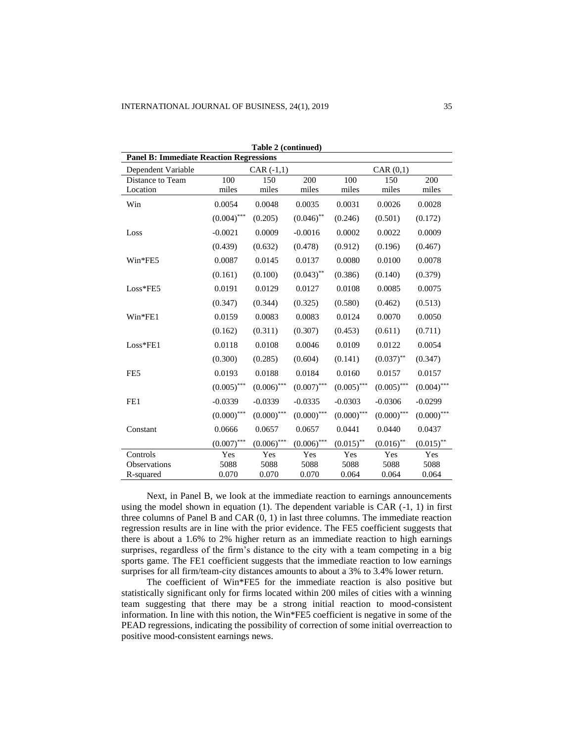**Table 2 (continued)**

| **Panel B: Immediate Reaction Regressions** | | | | | | |
|---|---|---|---|---|---|---|
| Dependent Variable | CAR (-1,1) | | | CAR (0,1) | | |
| Distance to Team Location | 100 miles | 150 miles | 200 miles | 100 miles | 150 miles | 200 miles |
| Win | 0.0054 | 0.0048 | 0.0035 | 0.0031 | 0.0026 | 0.0028 |
| | (0.004)*** | (0.205) | (0.046)** | (0.246) | (0.501) | (0.172) |
| Loss | -0.0021 | 0.0009 | -0.0016 | 0.0002 | 0.0022 | 0.0009 |
| | (0.439) | (0.632) | (0.478) | (0.912) | (0.196) | (0.467) |
| Win*FE5 | 0.0087 | 0.0145 | 0.0137 | 0.0080 | 0.0100 | 0.0078 |
| | (0.161) | (0.100) | (0.043)** | (0.386) | (0.140) | (0.379) |
| Loss*FE5 | 0.0191 | 0.0129 | 0.0127 | 0.0108 | 0.0085 | 0.0075 |
| | (0.347) | (0.344) | (0.325) | (0.580) | (0.462) | (0.513) |
| Win*FE1 | 0.0159 | 0.0083 | 0.0083 | 0.0124 | 0.0070 | 0.0050 |
| | (0.162) | (0.311) | (0.307) | (0.453) | (0.611) | (0.711) |
| Loss*FE1 | 0.0118 | 0.0108 | 0.0046 | 0.0109 | 0.0122 | 0.0054 |
| | (0.300) | (0.285) | (0.604) | (0.141) | (0.037)** | (0.347) |
| FE5 | 0.0193 | 0.0188 | 0.0184 | 0.0160 | 0.0157 | 0.0157 |
| | (0.005)*** | (0.006)*** | (0.007)*** | (0.005)*** | (0.005)*** | (0.004)*** |
| FE1 | -0.0339 | -0.0339 | -0.0335 | -0.0303 | -0.0306 | -0.0299 |
| | (0.000)*** | (0.000)*** | (0.000)*** | (0.000)*** | (0.000)*** | (0.000)*** |
| Constant | 0.0666 | 0.0657 | 0.0657 | 0.0441 | 0.0440 | 0.0437 |
| | (0.007)*** | (0.006)*** | (0.006)*** | (0.015)** | (0.016)** | (0.015)** |
| Controls | Yes | Yes | Yes | Yes | Yes | Yes |
| Observations | 5088 | 5088 | 5088 | 5088 | 5088 | 5088 |
| R-squared | 0.070 | 0.070 | 0.070 | 0.064 | 0.064 | 0.064 |

Next, in Panel B, we look at the immediate reaction to earnings announcements using the model shown in equation (1). The dependent variable is CAR (-1, 1) in first three columns of Panel B and CAR (0, 1) in last three columns. The immediate reaction regression results are in line with the prior evidence. The FE5 coefficient suggests that there is about a 1.6% to 2% higher return as an immediate reaction to high earnings surprises, regardless of the firm's distance to the city with a team competing in a big sports game. The FE1 coefficient suggests that the immediate reaction to low earnings surprises for all firm/team-city distances amounts to about a 3% to 3.4% lower return.

The coefficient of Win*FE5 for the immediate reaction is also positive but statistically significant only for firms located within 200 miles of cities with a winning team suggesting that there may be a strong initial reaction to mood-consistent information. In line with this notion, the Win*FE5 coefficient is negative in some of the PEAD regressions, indicating the possibility of correction of some initial overreaction to positive mood-consistent earnings news.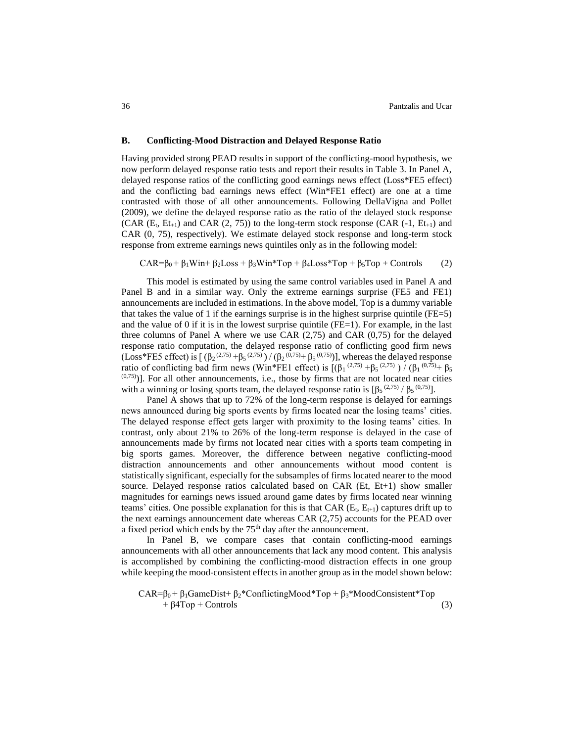### B. Conflicting-Mood Distraction and Delayed Response Ratio

Having provided strong PEAD results in support of the conflicting-mood hypothesis, we now perform delayed response ratio tests and report their results in Table 3. In Panel A, delayed response ratios of the conflicting good earnings news effect (Loss*FE5 effect) and the conflicting bad earnings news effect (Win*FE1 effect) are one at a time contrasted with those of all other announcements. Following DellaVigna and Pollet (2009), we define the delayed response ratio as the ratio of the delayed stock response (CAR ($E_t$, $Et_{+1}$) and CAR (2, 75)) to the long-term stock response (CAR (-1, $Et_{+1}$) and CAR (0, 75), respectively). We estimate delayed stock response and long-term stock response from extreme earnings news quintiles only as in the following model:

$$CAR=\beta_0 + \beta_1 Win + \beta_2 Loss + \beta_3 Win*Top + \beta_4 Loss*Top + \beta_5 Top + Controls \qquad (2)$$

This model is estimated by using the same control variables used in Panel A and Panel B and in a similar way. Only the extreme earnings surprise (FE5 and FE1) announcements are included in estimations. In the above model, Top is a dummy variable that takes the value of 1 if the earnings surprise is in the highest surprise quintile (FE=5) and the value of 0 if it is in the lowest surprise quintile (FE=1). For example, in the last three columns of Panel A where we use CAR (2,75) and CAR (0,75) for the delayed response ratio computation, the delayed response ratio of conflicting good firm news (Loss*FE5 effect) is $[(\beta_2^{(2,75)} + \beta_5^{(2,75)}) / (\beta_2^{(0,75)} + \beta_5^{(0,75)})]$, whereas the delayed response ratio of conflicting bad firm news (Win*FE1 effect) is $[(\beta_1^{(2,75)} + \beta_5^{(2,75)}) / (\beta_1^{(0,75)} + \beta_5^{(0,75)})]$. For all other announcements, i.e., those by firms that are not located near cities with a winning or losing sports team, the delayed response ratio is $[\beta_5^{(2,75)} / \beta_5^{(0,75)}]$.

Panel A shows that up to 72% of the long-term response is delayed for earnings news announced during big sports events by firms located near the losing teams' cities. The delayed response effect gets larger with proximity to the losing teams' cities. In contrast, only about 21% to 26% of the long-term response is delayed in the case of announcements made by firms not located near cities with a sports team competing in big sports games. Moreover, the difference between negative conflicting-mood distraction announcements and other announcements without mood content is statistically significant, especially for the subsamples of firms located nearer to the mood source. Delayed response ratios calculated based on CAR (Et, Et+1) show smaller magnitudes for earnings news issued around game dates by firms located near winning teams' cities. One possible explanation for this is that CAR ($E_t$, $E_{t+1}$) captures drift up to the next earnings announcement date whereas CAR (2,75) accounts for the PEAD over a fixed period which ends by the 75th day after the announcement.

In Panel B, we compare cases that contain conflicting-mood earnings announcements with all other announcements that lack any mood content. This analysis is accomplished by combining the conflicting-mood distraction effects in one group while keeping the mood-consistent effects in another group as in the model shown below:

$$CAR=\beta_0 + \beta_1 GameDist + \beta_2 * ConflictingMood*Top + \beta_3 * MoodConsistent*Top + \beta 4 Top + Controls \qquad (3)$$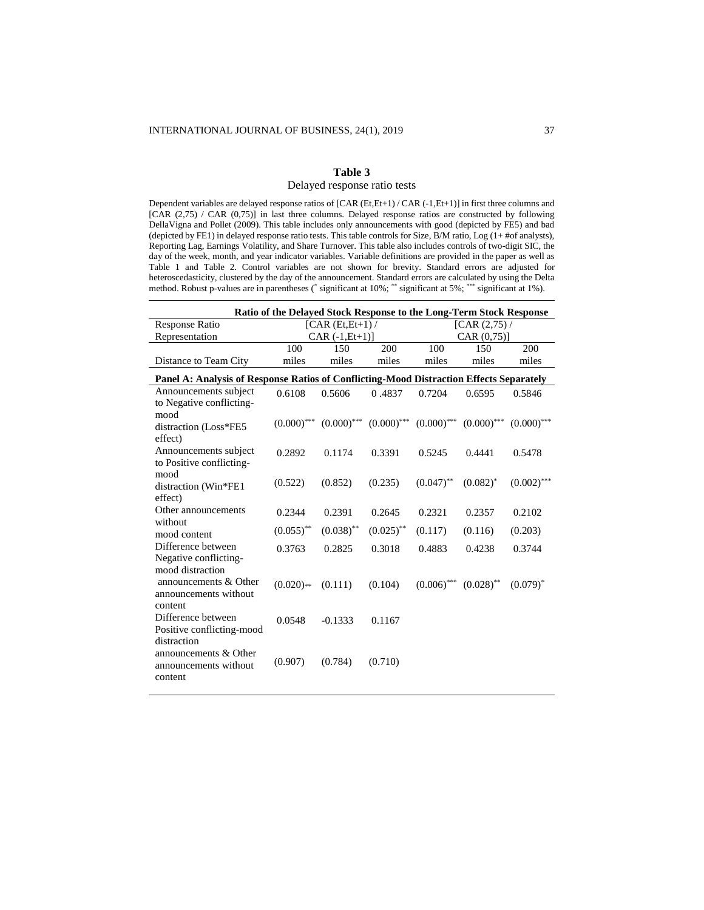**Table 3**

Delayed response ratio tests

Dependent variables are delayed response ratios of [CAR (Et,Et+1) / CAR (-1,Et+1)] in first three columns and [CAR (2,75) / CAR (0,75)] in last three columns. Delayed response ratios are constructed by following DellaVigna and Pollet (2009). This table includes only announcements with good (depicted by FE5) and bad (depicted by FE1) in delayed response ratio tests. This table controls for Size, B/M ratio, Log (1+ #of analysts), Reporting Lag, Earnings Volatility, and Share Turnover. This table also includes controls of two-digit SIC, the day of the week, month, and year indicator variables. Variable definitions are provided in the paper as well as Table 1 and Table 2. Control variables are not shown for brevity. Standard errors are adjusted for heteroscedasticity, clustered by the day of the announcement. Standard errors are calculated by using the Delta method. Robust p-values are in parentheses (* significant at 10%; ** significant at 5%; *** significant at 1%).

| Ratio of the Delayed Stock Response to the Long-Term Stock Response | | | | | | |
|---|---|---|---|---|---|---|
| Response Ratio Representation | [CAR (Et,Et+1) / CAR (-1,Et+1)] | | | [CAR (2,75) / CAR (0,75)] | | |
| Distance to Team City | 100 miles | 150 miles | 200 miles | 100 miles | 150 miles | 200 miles |
| **Panel A: Analysis of Response Ratios of Conflicting-Mood Distraction Effects Separately** | | | | | | |
| Announcements subject to Negative conflicting-mood distraction (Loss*FE5 effect) | 0.6108 | 0.5606 | 0 .4837 | 0.7204 | 0.6595 | 0.5846 |
| | (0.000)*** | (0.000)*** | (0.000)*** | (0.000)*** | (0.000)*** | (0.000)*** |
| Announcements subject to Positive conflicting-mood distraction (Win*FE1 effect) | 0.2892 | 0.1174 | 0.3391 | 0.5245 | 0.4441 | 0.5478 |
| | (0.522) | (0.852) | (0.235) | (0.047)** | (0.082)* | (0.002)*** |
| Other announcements without mood content | 0.2344 | 0.2391 | 0.2645 | 0.2321 | 0.2357 | 0.2102 |
| | (0.055)** | (0.038)** | (0.025)** | (0.117) | (0.116) | (0.203) |
| Difference between Negative conflicting-mood distraction announcements & Other announcements without content | 0.3763 | 0.2825 | 0.3018 | 0.4883 | 0.4238 | 0.3744 |
| | (0.020)** | (0.111) | (0.104) | (0.006)*** | (0.028)** | (0.079)* |
| Difference between Positive conflicting-mood distraction announcements & Other announcements without content | 0.0548 | -0.1333 | 0.1167 | | | |
| | (0.907) | (0.784) | (0.710) | | | |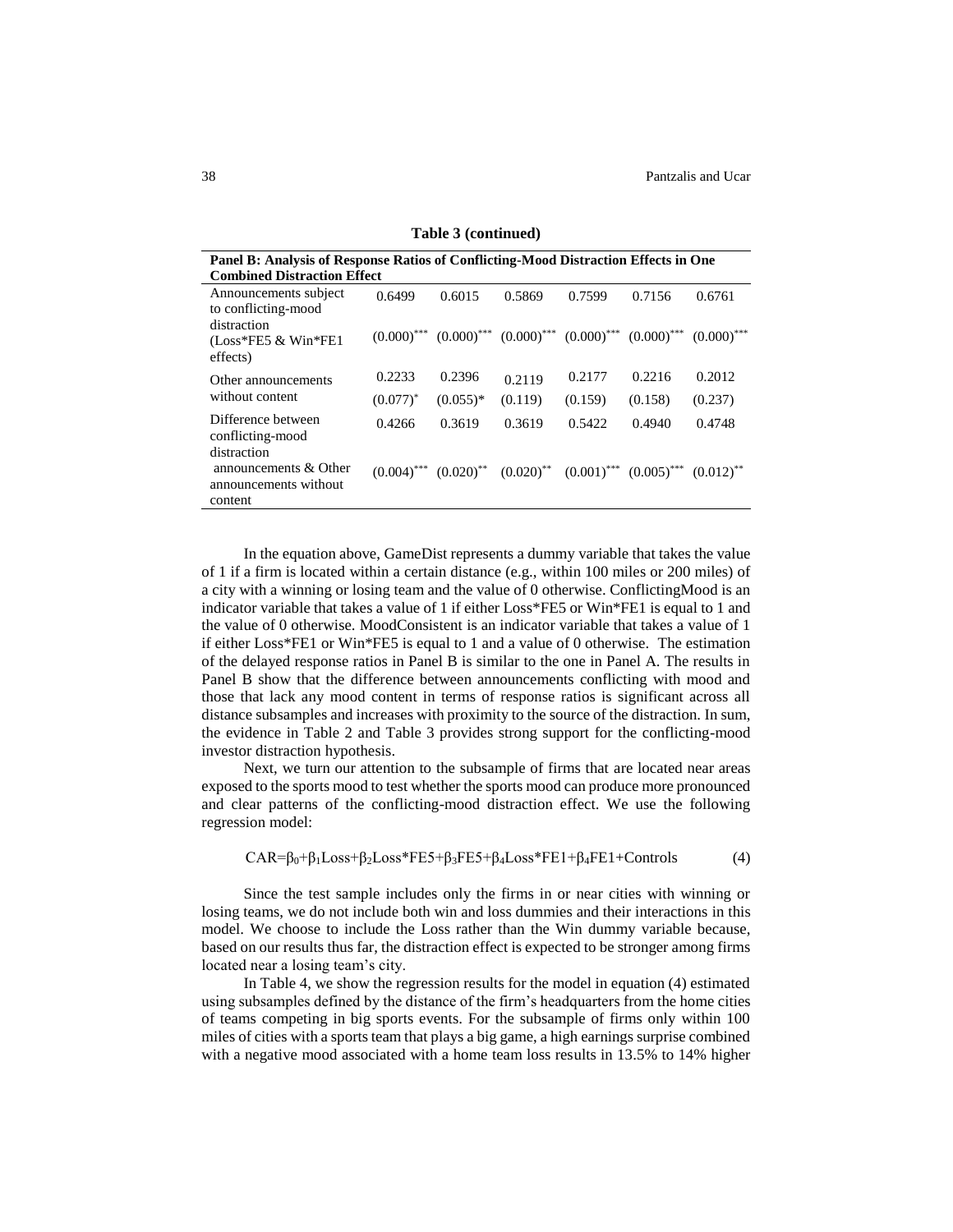**Table 3 (continued)**

| **Panel B: Analysis of Response Ratios of Conflicting-Mood Distraction Effects in One Combined Distraction Effect** | | | | | | |
|---|---|---|---|---|---|---|
| Announcements subject to conflicting-mood distraction (Loss*FE5 & Win*FE1 effects) | 0.6499 | 0.6015 | 0.5869 | 0.7599 | 0.7156 | 0.6761 |
| | (0.000)*** | (0.000)*** | (0.000)*** | (0.000)*** | (0.000)*** | (0.000)*** |
| Other announcements without content | 0.2233 | 0.2396 | 0.2119 | 0.2177 | 0.2216 | 0.2012 |
| | (0.077)* | (0.055)* | (0.119) | (0.159) | (0.158) | (0.237) |
| Difference between conflicting-mood distraction announcements & Other announcements without content | 0.4266 | 0.3619 | 0.3619 | 0.5422 | 0.4940 | 0.4748 |
| | (0.004)*** | (0.020)** | (0.020)** | (0.001)*** | (0.005)*** | (0.012)** |

In the equation above, GameDist represents a dummy variable that takes the value of 1 if a firm is located within a certain distance (e.g., within 100 miles or 200 miles) of a city with a winning or losing team and the value of 0 otherwise. ConflictingMood is an indicator variable that takes a value of 1 if either Loss*FE5 or Win*FE1 is equal to 1 and the value of 0 otherwise. MoodConsistent is an indicator variable that takes a value of 1 if either Loss*FE1 or Win*FE5 is equal to 1 and a value of 0 otherwise. The estimation of the delayed response ratios in Panel B is similar to the one in Panel A. The results in Panel B show that the difference between announcements conflicting with mood and those that lack any mood content in terms of response ratios is significant across all distance subsamples and increases with proximity to the source of the distraction. In sum, the evidence in Table 2 and Table 3 provides strong support for the conflicting-mood investor distraction hypothesis.

Next, we turn our attention to the subsample of firms that are located near areas exposed to the sports mood to test whether the sports mood can produce more pronounced and clear patterns of the conflicting-mood distraction effect. We use the following regression model:

$$CAR=\beta_0+\beta_1 Loss+\beta_2 Loss*FE5+\beta_3 FE5+\beta_4 Loss*FE1+\beta_4 FE1+Controls \qquad (4)$$

Since the test sample includes only the firms in or near cities with winning or losing teams, we do not include both win and loss dummies and their interactions in this model. We choose to include the Loss rather than the Win dummy variable because, based on our results thus far, the distraction effect is expected to be stronger among firms located near a losing team's city.

In Table 4, we show the regression results for the model in equation (4) estimated using subsamples defined by the distance of the firm's headquarters from the home cities of teams competing in big sports events. For the subsample of firms only within 100 miles of cities with a sports team that plays a big game, a high earnings surprise combined with a negative mood associated with a home team loss results in 13.5% to 14% higher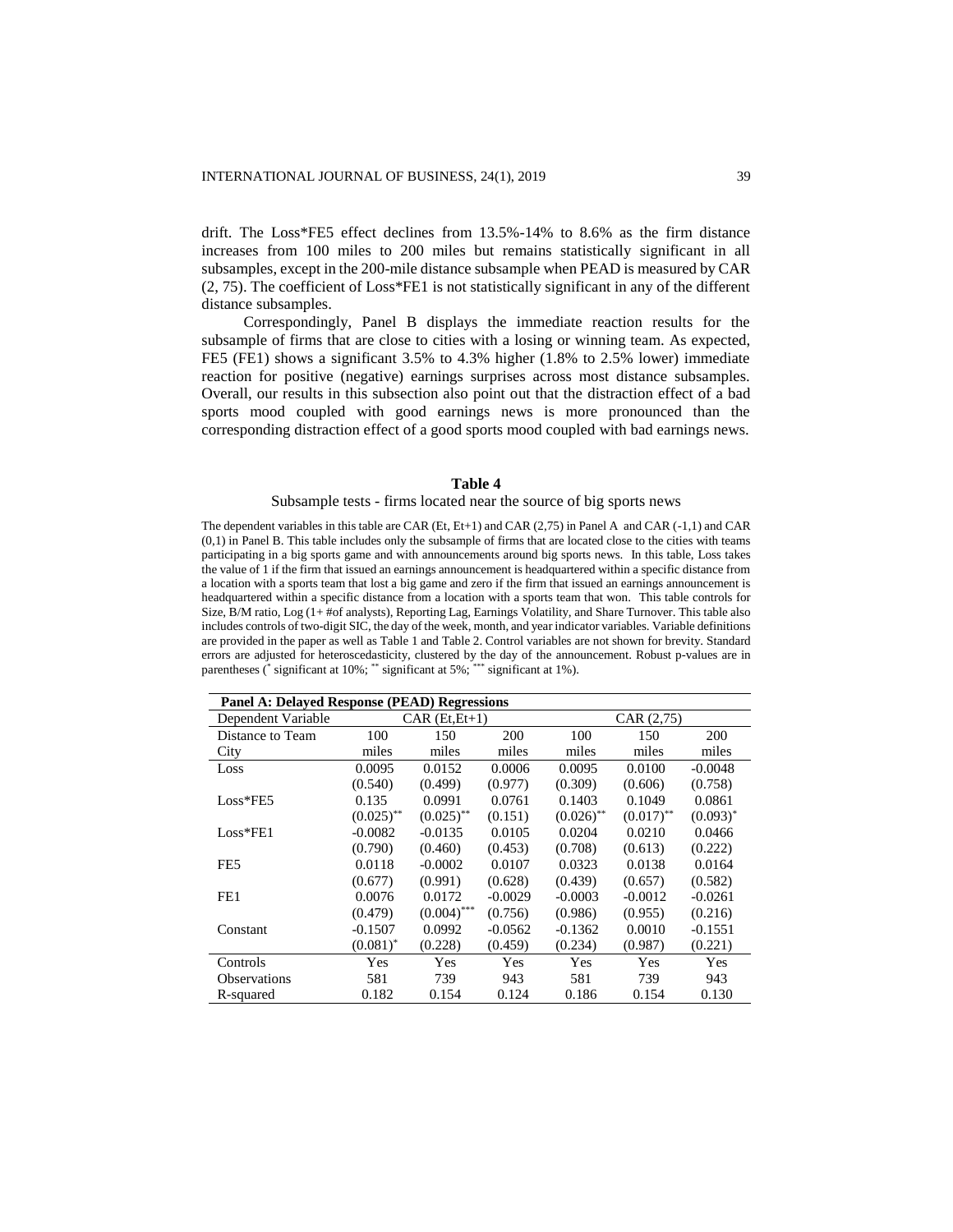drift. The Loss*FE5 effect declines from 13.5%-14% to 8.6% as the firm distance increases from 100 miles to 200 miles but remains statistically significant in all subsamples, except in the 200-mile distance subsample when PEAD is measured by CAR (2, 75). The coefficient of Loss*FE1 is not statistically significant in any of the different distance subsamples.

Correspondingly, Panel B displays the immediate reaction results for the subsample of firms that are close to cities with a losing or winning team. As expected, FE5 (FE1) shows a significant 3.5% to 4.3% higher (1.8% to 2.5% lower) immediate reaction for positive (negative) earnings surprises across most distance subsamples. Overall, our results in this subsection also point out that the distraction effect of a bad sports mood coupled with good earnings news is more pronounced than the corresponding distraction effect of a good sports mood coupled with bad earnings news.

**Table 4**

Subsample tests - firms located near the source of big sports news

The dependent variables in this table are CAR (Et, Et+1) and CAR (2,75) in Panel A and CAR (-1,1) and CAR (0,1) in Panel B. This table includes only the subsample of firms that are located close to the cities with teams participating in a big sports game and with announcements around big sports news. In this table, Loss takes the value of 1 if the firm that issued an earnings announcement is headquartered within a specific distance from a location with a sports team that lost a big game and zero if the firm that issued an earnings announcement is headquartered within a specific distance from a location with a sports team that won. This table controls for Size, B/M ratio, Log (1+ #of analysts), Reporting Lag, Earnings Volatility, and Share Turnover. This table also includes controls of two-digit SIC, the day of the week, month, and year indicator variables. Variable definitions are provided in the paper as well as Table 1 and Table 2. Control variables are not shown for brevity. Standard errors are adjusted for heteroscedasticity, clustered by the day of the announcement. Robust p-values are in parentheses (* significant at 10%; ** significant at 5%; *** significant at 1%).

| **Panel A: Delayed Response (PEAD) Regressions** | | | | | | |
|---|---|---|---|---|---|---|
| Dependent Variable | CAR (Et,Et+1) | | | CAR (2,75) | | |
| Distance to Team City | 100 miles | 150 miles | 200 miles | 100 miles | 150 miles | 200 miles |
| Loss | 0.0095 | 0.0152 | 0.0006 | 0.0095 | 0.0100 | -0.0048 |
| | (0.540) | (0.499) | (0.977) | (0.309) | (0.606) | (0.758) |
| Loss*FE5 | 0.135 | 0.0991 | 0.0761 | 0.1403 | 0.1049 | 0.0861 |
| | (0.025)** | (0.025)** | (0.151) | (0.026)** | (0.017)** | (0.093)* |
| Loss*FE1 | -0.0082 | -0.0135 | 0.0105 | 0.0204 | 0.0210 | 0.0466 |
| | (0.790) | (0.460) | (0.453) | (0.708) | (0.613) | (0.222) |
| FE5 | 0.0118 | -0.0002 | 0.0107 | 0.0323 | 0.0138 | 0.0164 |
| | (0.677) | (0.991) | (0.628) | (0.439) | (0.657) | (0.582) |
| FE1 | 0.0076 | 0.0172 | -0.0029 | -0.0003 | -0.0012 | -0.0261 |
| | (0.479) | (0.004)*** | (0.756) | (0.986) | (0.955) | (0.216) |
| Constant | -0.1507 | 0.0992 | -0.0562 | -0.1362 | 0.0010 | -0.1551 |
| | (0.081)* | (0.228) | (0.459) | (0.234) | (0.987) | (0.221) |
| Controls | Yes | Yes | Yes | Yes | Yes | Yes |
| Observations | 581 | 739 | 943 | 581 | 739 | 943 |
| R-squared | 0.182 | 0.154 | 0.124 | 0.186 | 0.154 | 0.130 |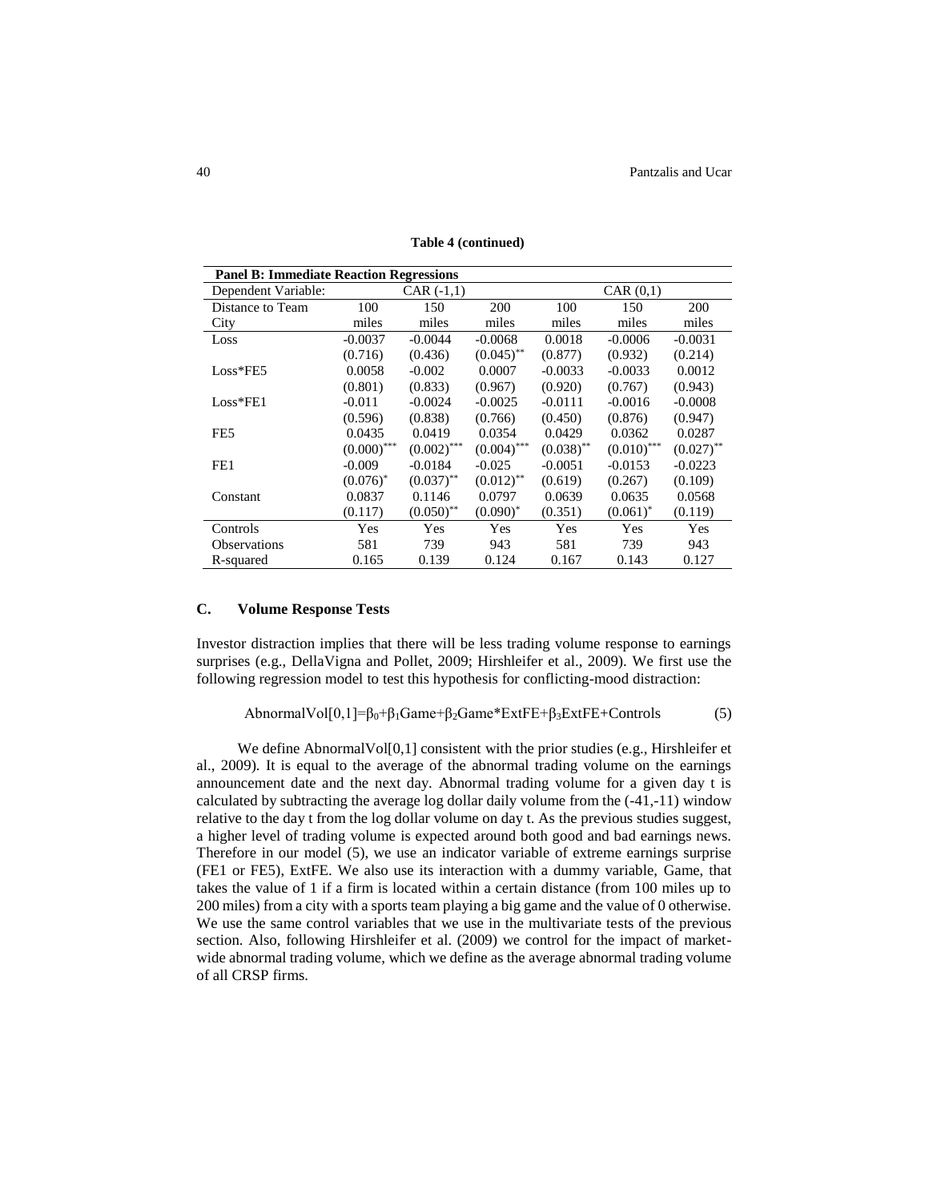**Table 4 (continued)**

| **Panel B: Immediate Reaction Regressions** | | | | | | |
|---|---|---|---|---|---|---|
| Dependent Variable: | CAR (-1,1) | | | CAR (0,1) | | |
| Distance to Team City | 100 miles | 150 miles | 200 miles | 100 miles | 150 miles | 200 miles |
| Loss | -0.0037 | -0.0044 | -0.0068 | 0.0018 | -0.0006 | -0.0031 |
| | (0.716) | (0.436) | (0.045)** | (0.877) | (0.932) | (0.214) |
| Loss*FE5 | 0.0058 | -0.002 | 0.0007 | -0.0033 | -0.0033 | 0.0012 |
| | (0.801) | (0.833) | (0.967) | (0.920) | (0.767) | (0.943) |
| Loss*FE1 | -0.011 | -0.0024 | -0.0025 | -0.0111 | -0.0016 | -0.0008 |
| | (0.596) | (0.838) | (0.766) | (0.450) | (0.876) | (0.947) |
| FE5 | 0.0435 | 0.0419 | 0.0354 | 0.0429 | 0.0362 | 0.0287 |
| | (0.000)*** | (0.002)*** | (0.004)*** | (0.038)** | (0.010)*** | (0.027)** |
| FE1 | -0.009 | -0.0184 | -0.025 | -0.0051 | -0.0153 | -0.0223 |
| | (0.076)* | (0.037)** | (0.012)** | (0.619) | (0.267) | (0.109) |
| Constant | 0.0837 | 0.1146 | 0.0797 | 0.0639 | 0.0635 | 0.0568 |
| | (0.117) | (0.050)** | (0.090)* | (0.351) | (0.061)* | (0.119) |
| Controls | Yes | Yes | Yes | Yes | Yes | Yes |
| Observations | 581 | 739 | 943 | 581 | 739 | 943 |
| R-squared | 0.165 | 0.139 | 0.124 | 0.167 | 0.143 | 0.127 |

### C. Volume Response Tests

Investor distraction implies that there will be less trading volume response to earnings surprises (e.g., DellaVigna and Pollet, 2009; Hirshleifer et al., 2009). We first use the following regression model to test this hypothesis for conflicting-mood distraction:

$$\text{AbnormalVol}[0,1]=\beta_0+\beta_1\text{Game}+\beta_2\text{Game*ExtFE}+\beta_3\text{ExtFE}+\text{Controls} \quad (5)$$

We define AbnormalVol[0,1] consistent with the prior studies (e.g., Hirshleifer et al., 2009). It is equal to the average of the abnormal trading volume on the earnings announcement date and the next day. Abnormal trading volume for a given day t is calculated by subtracting the average log dollar daily volume from the (-41,-11) window relative to the day t from the log dollar volume on day t. As the previous studies suggest, a higher level of trading volume is expected around both good and bad earnings news. Therefore in our model (5), we use an indicator variable of extreme earnings surprise (FE1 or FE5), ExtFE. We also use its interaction with a dummy variable, Game, that takes the value of 1 if a firm is located within a certain distance (from 100 miles up to 200 miles) from a city with a sports team playing a big game and the value of 0 otherwise. We use the same control variables that we use in the multivariate tests of the previous section. Also, following Hirshleifer et al. (2009) we control for the impact of market-wide abnormal trading volume, which we define as the average abnormal trading volume of all CRSP firms.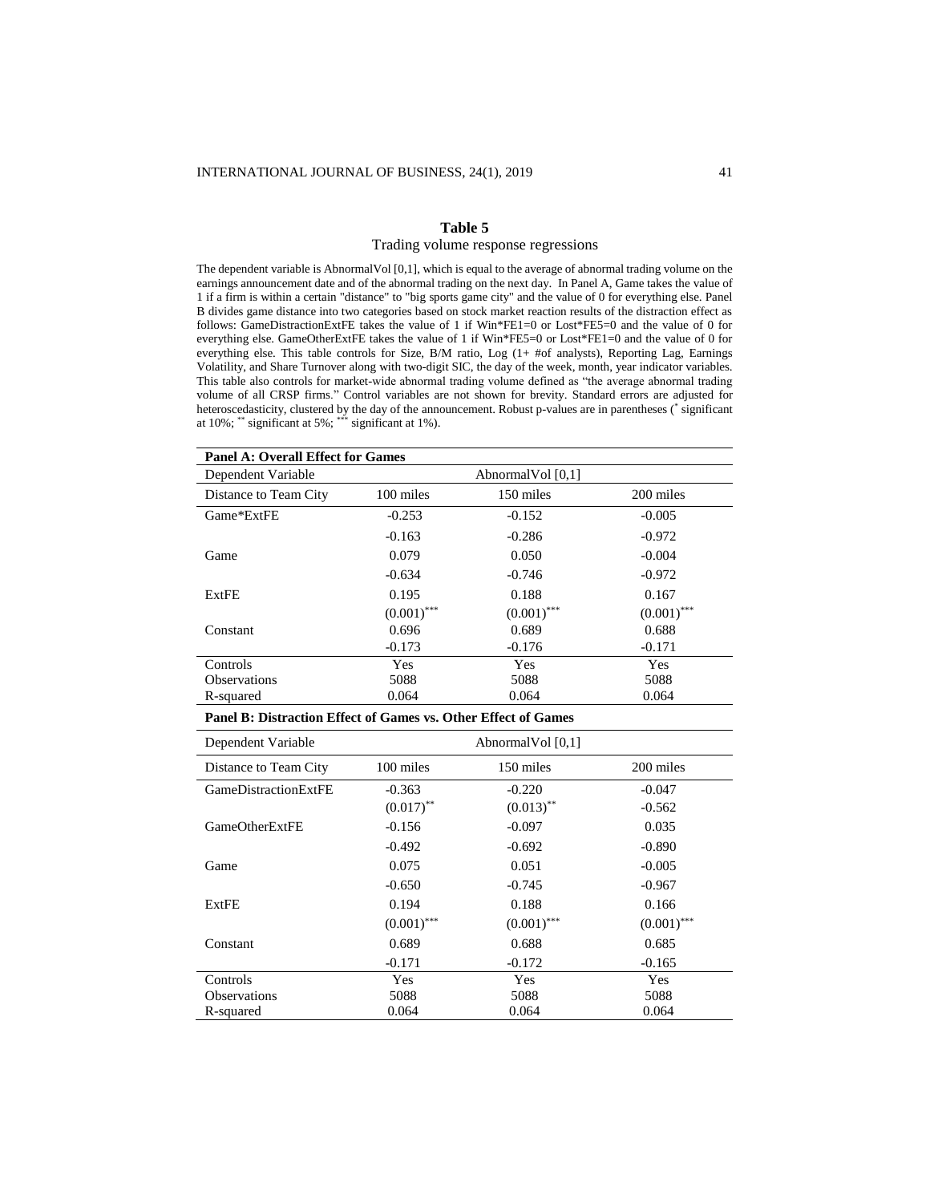## Table 5

Trading volume response regressions

The dependent variable is AbnormalVol [0,1], which is equal to the average of abnormal trading volume on the earnings announcement date and of the abnormal trading on the next day. In Panel A, Game takes the value of 1 if a firm is within a certain "distance" to "big sports game city" and the value of 0 for everything else. Panel B divides game distance into two categories based on stock market reaction results of the distraction effect as follows: GameDistractionExtFE takes the value of 1 if Win*FE1=0 or Lost*FE5=0 and the value of 0 for everything else. GameOtherExtFE takes the value of 1 if Win*FE5=0 or Lost*FE1=0 and the value of 0 for everything else. This table controls for Size, B/M ratio, Log (1+ #of analysts), Reporting Lag, Earnings Volatility, and Share Turnover along with two-digit SIC, the day of the week, month, year indicator variables. This table also controls for market-wide abnormal trading volume defined as "the average abnormal trading volume of all CRSP firms." Control variables are not shown for brevity. Standard errors are adjusted for heteroscedasticity, clustered by the day of the announcement. Robust p-values are in parentheses (* significant at 10%; ** significant at 5%; *** significant at 1%).

**Panel A: Overall Effect for Games**

| Dependent Variable | AbnormalVol [0,1] | | |
|---|---|---|---|
| Distance to Team City | 100 miles | 150 miles | 200 miles |
| Game*ExtFE | -0.253 | -0.152 | -0.005 |
| | -0.163 | -0.286 | -0.972 |
| Game | 0.079 | 0.050 | -0.004 |
| | -0.634 | -0.746 | -0.972 |
| ExtFE | 0.195 | 0.188 | 0.167 |
| | (0.001)*** | (0.001)*** | (0.001)*** |
| Constant | 0.696 | 0.689 | 0.688 |
| | -0.173 | -0.176 | -0.171 |
| Controls | Yes | Yes | Yes |
| Observations | 5088 | 5088 | 5088 |
| R-squared | 0.064 | 0.064 | 0.064 |

**Panel B: Distraction Effect of Games vs. Other Effect of Games**

| Dependent Variable | AbnormalVol [0,1] | | |
|---|---|---|---|
| Distance to Team City | 100 miles | 150 miles | 200 miles |
| GameDistractionExtFE | -0.363 | -0.220 | -0.047 |
| | (0.017)** | (0.013)** | -0.562 |
| GameOtherExtFE | -0.156 | -0.097 | 0.035 |
| | -0.492 | -0.692 | -0.890 |
| Game | 0.075 | 0.051 | -0.005 |
| | -0.650 | -0.745 | -0.967 |
| ExtFE | 0.194 | 0.188 | 0.166 |
| | (0.001)*** | (0.001)*** | (0.001)*** |
| Constant | 0.689 | 0.688 | 0.685 |
| | -0.171 | -0.172 | -0.165 |
| Controls | Yes | Yes | Yes |
| Observations | 5088 | 5088 | 5088 |
| R-squared | 0.064 | 0.064 | 0.064 |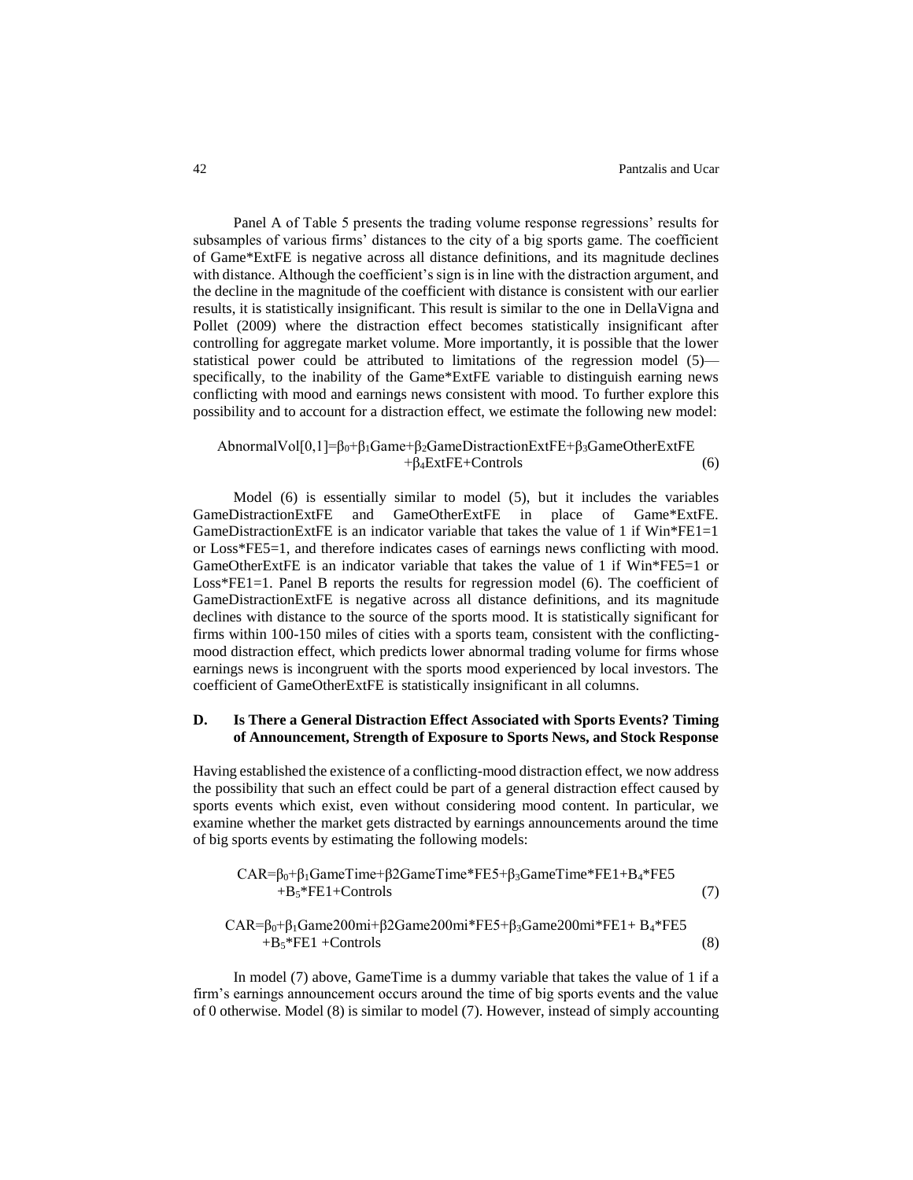Panel A of Table 5 presents the trading volume response regressions' results for subsamples of various firms' distances to the city of a big sports game. The coefficient of Game*ExtFE is negative across all distance definitions, and its magnitude declines with distance. Although the coefficient's sign is in line with the distraction argument, and the decline in the magnitude of the coefficient with distance is consistent with our earlier results, it is statistically insignificant. This result is similar to the one in DellaVigna and Pollet (2009) where the distraction effect becomes statistically insignificant after controlling for aggregate market volume. More importantly, it is possible that the lower statistical power could be attributed to limitations of the regression model (5)—specifically, to the inability of the Game*ExtFE variable to distinguish earning news conflicting with mood and earnings news consistent with mood. To further explore this possibility and to account for a distraction effect, we estimate the following new model:

$$\text{AbnormalVol}[0,1]=\beta_0+\beta_1\text{Game}+\beta_2\text{GameDistractionExtFE}+\beta_3\text{GameOtherExtFE}+\beta_4\text{ExtFE}+\text{Controls} \tag{6}$$

Model (6) is essentially similar to model (5), but it includes the variables GameDistractionExtFE and GameOtherExtFE in place of Game*ExtFE. GameDistractionExtFE is an indicator variable that takes the value of 1 if Win*FE1=1 or Loss*FE5=1, and therefore indicates cases of earnings news conflicting with mood. GameOtherExtFE is an indicator variable that takes the value of 1 if Win*FE5=1 or Loss*FE1=1. Panel B reports the results for regression model (6). The coefficient of GameDistractionExtFE is negative across all distance definitions, and its magnitude declines with distance to the source of the sports mood. It is statistically significant for firms within 100-150 miles of cities with a sports team, consistent with the conflicting-mood distraction effect, which predicts lower abnormal trading volume for firms whose earnings news is incongruent with the sports mood experienced by local investors. The coefficient of GameOtherExtFE is statistically insignificant in all columns.

## D. Is There a General Distraction Effect Associated with Sports Events? Timing of Announcement, Strength of Exposure to Sports News, and Stock Response

Having established the existence of a conflicting-mood distraction effect, we now address the possibility that such an effect could be part of a general distraction effect caused by sports events which exist, even without considering mood content. In particular, we examine whether the market gets distracted by earnings announcements around the time of big sports events by estimating the following models:

$$\text{CAR}=\beta_0+\beta_1\text{GameTime}+\beta_2\text{GameTime*FE5}+\beta_3\text{GameTime*FE1}+B_4\text{*FE5}+B_5\text{*FE1}+\text{Controls} \tag{7}$$

$$\text{CAR}=\beta_0+\beta_1\text{Game200mi}+\beta_2\text{Game200mi*FE5}+\beta_3\text{Game200mi*FE1}+B_4\text{*FE5}+B_5\text{*FE1}+\text{Controls} \tag{8}$$

In model (7) above, GameTime is a dummy variable that takes the value of 1 if a firm's earnings announcement occurs around the time of big sports events and the value of 0 otherwise. Model (8) is similar to model (7). However, instead of simply accounting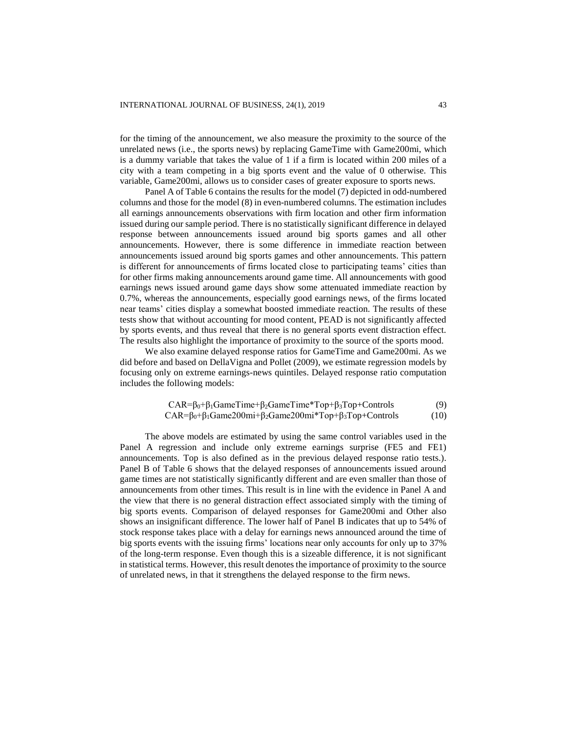for the timing of the announcement, we also measure the proximity to the source of the unrelated news (i.e., the sports news) by replacing GameTime with Game200mi, which is a dummy variable that takes the value of 1 if a firm is located within 200 miles of a city with a team competing in a big sports event and the value of 0 otherwise. This variable, Game200mi, allows us to consider cases of greater exposure to sports news.

Panel A of Table 6 contains the results for the model (7) depicted in odd-numbered columns and those for the model (8) in even-numbered columns. The estimation includes all earnings announcements observations with firm location and other firm information issued during our sample period. There is no statistically significant difference in delayed response between announcements issued around big sports games and all other announcements. However, there is some difference in immediate reaction between announcements issued around big sports games and other announcements. This pattern is different for announcements of firms located close to participating teams' cities than for other firms making announcements around game time. All announcements with good earnings news issued around game days show some attenuated immediate reaction by 0.7%, whereas the announcements, especially good earnings news, of the firms located near teams' cities display a somewhat boosted immediate reaction. The results of these tests show that without accounting for mood content, PEAD is not significantly affected by sports events, and thus reveal that there is no general sports event distraction effect. The results also highlight the importance of proximity to the source of the sports mood.

We also examine delayed response ratios for GameTime and Game200mi. As we did before and based on DellaVigna and Pollet (2009), we estimate regression models by focusing only on extreme earnings-news quintiles. Delayed response ratio computation includes the following models:

$$CAR=\beta_0+\beta_1 GameTime+\beta_2 GameTime*Top+\beta_3 Top+Controls \quad (9)$$

$$CAR=\beta_0+\beta_1 Game200mi+\beta_2 Game200mi*Top+\beta_3 Top+Controls \quad (10)$$

The above models are estimated by using the same control variables used in the Panel A regression and include only extreme earnings surprise (FE5 and FE1) announcements. Top is also defined as in the previous delayed response ratio tests.). Panel B of Table 6 shows that the delayed responses of announcements issued around game times are not statistically significantly different and are even smaller than those of announcements from other times. This result is in line with the evidence in Panel A and the view that there is no general distraction effect associated simply with the timing of big sports events. Comparison of delayed responses for Game200mi and Other also shows an insignificant difference. The lower half of Panel B indicates that up to 54% of stock response takes place with a delay for earnings news announced around the time of big sports events with the issuing firms' locations near only accounts for only up to 37% of the long-term response. Even though this is a sizeable difference, it is not significant in statistical terms. However, this result denotes the importance of proximity to the source of unrelated news, in that it strengthens the delayed response to the firm news.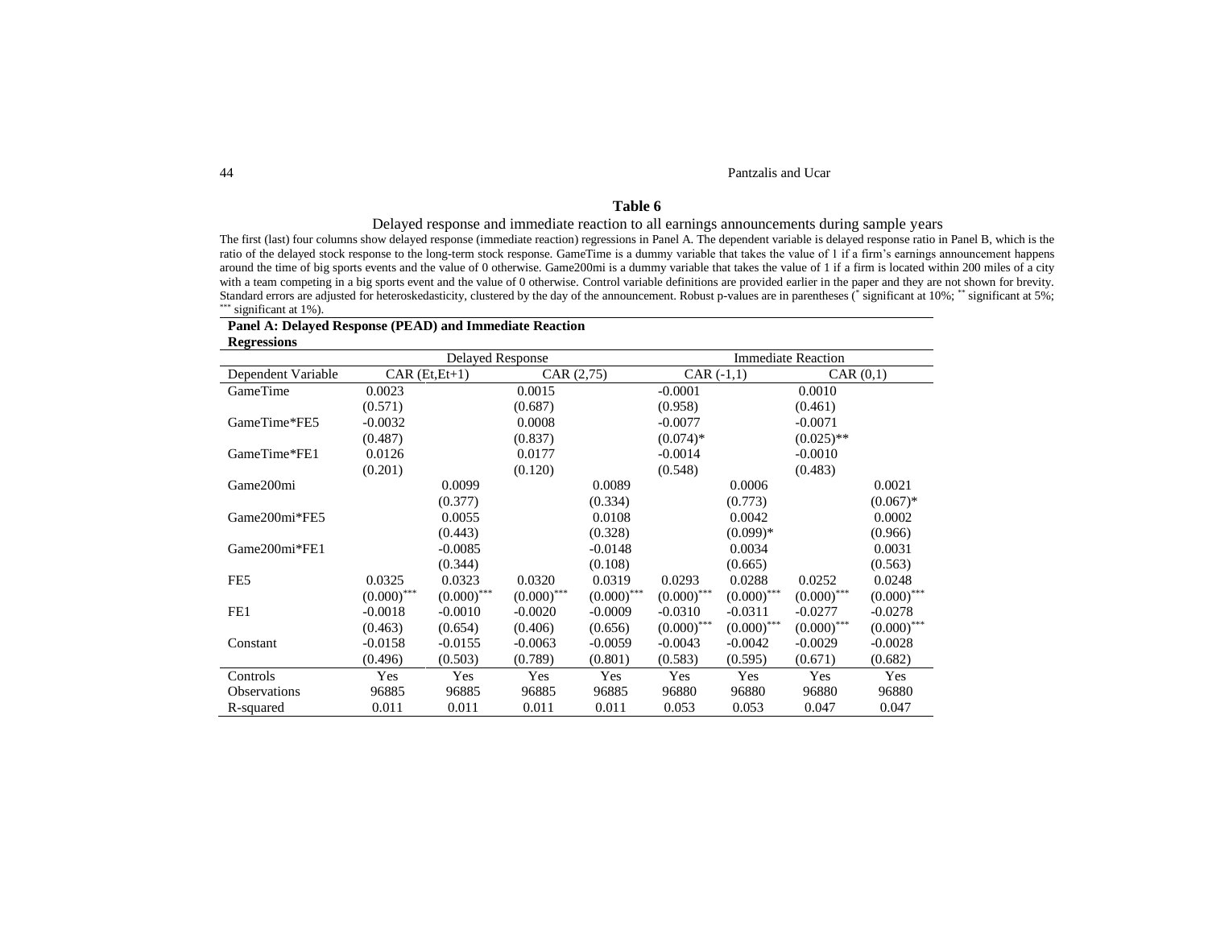**Table 6**

Delayed response and immediate reaction to all earnings announcements during sample years

The first (last) four columns show delayed response (immediate reaction) regressions in Panel A. The dependent variable is delayed response ratio in Panel B, which is the ratio of the delayed stock response to the long-term stock response. GameTime is a dummy variable that takes the value of 1 if a firm's earnings announcement happens around the time of big sports events and the value of 0 otherwise. Game200mi is a dummy variable that takes the value of 1 if a firm is located within 200 miles of a city with a team competing in a big sports event and the value of 0 otherwise. Control variable definitions are provided earlier in the paper and they are not shown for brevity. Standard errors are adjusted for heteroskedasticity, clustered by the day of the announcement. Robust p-values are in parentheses (* significant at 10%; ** significant at 5%; *** significant at 1%).

**Panel A: Delayed Response (PEAD) and Immediate Reaction Regressions**

| | Delayed Response | | | | Immediate Reaction | | | |
|---|---|---|---|---|---|---|---|---|
| Dependent Variable | CAR (Et,Et+1) | | CAR (2,75) | | CAR (-1,1) | | CAR (0,1) | |
| GameTime | 0.0023 | | 0.0015 | | -0.0001 | | 0.0010 | |
| | (0.571) | | (0.687) | | (0.958) | | (0.461) | |
| GameTime*FE5 | -0.0032 | | 0.0008 | | -0.0077 | | -0.0071 | |
| | (0.487) | | (0.837) | | (0.074)* | | (0.025)** | |
| GameTime*FE1 | 0.0126 | | 0.0177 | | -0.0014 | | -0.0010 | |
| | (0.201) | | (0.120) | | (0.548) | | (0.483) | |
| Game200mi | | 0.0099 | | 0.0089 | | 0.0006 | | 0.0021 |
| | | (0.377) | | (0.334) | | (0.773) | | (0.067)* |
| Game200mi*FE5 | | 0.0055 | | 0.0108 | | 0.0042 | | 0.0002 |
| | | (0.443) | | (0.328) | | (0.099)* | | (0.966) |
| Game200mi*FE1 | | -0.0085 | | -0.0148 | | 0.0034 | | 0.0031 |
| | | (0.344) | | (0.108) | | (0.665) | | (0.563) |
| FE5 | 0.0325 | 0.0323 | 0.0320 | 0.0319 | 0.0293 | 0.0288 | 0.0252 | 0.0248 |
| | (0.000)*** | (0.000)*** | (0.000)*** | (0.000)*** | (0.000)*** | (0.000)*** | (0.000)*** | (0.000)*** |
| FE1 | -0.0018 | -0.0010 | -0.0020 | -0.0009 | -0.0310 | -0.0311 | -0.0277 | -0.0278 |
| | (0.463) | (0.654) | (0.406) | (0.656) | (0.000)*** | (0.000)*** | (0.000)*** | (0.000)*** |
| Constant | -0.0158 | -0.0155 | -0.0063 | -0.0059 | -0.0043 | -0.0042 | -0.0029 | -0.0028 |
| | (0.496) | (0.503) | (0.789) | (0.801) | (0.583) | (0.595) | (0.671) | (0.682) |
| Controls | Yes | Yes | Yes | Yes | Yes | Yes | Yes | Yes |
| Observations | 96885 | 96885 | 96885 | 96885 | 96880 | 96880 | 96880 | 96880 |
| R-squared | 0.011 | 0.011 | 0.011 | 0.011 | 0.053 | 0.053 | 0.047 | 0.047 |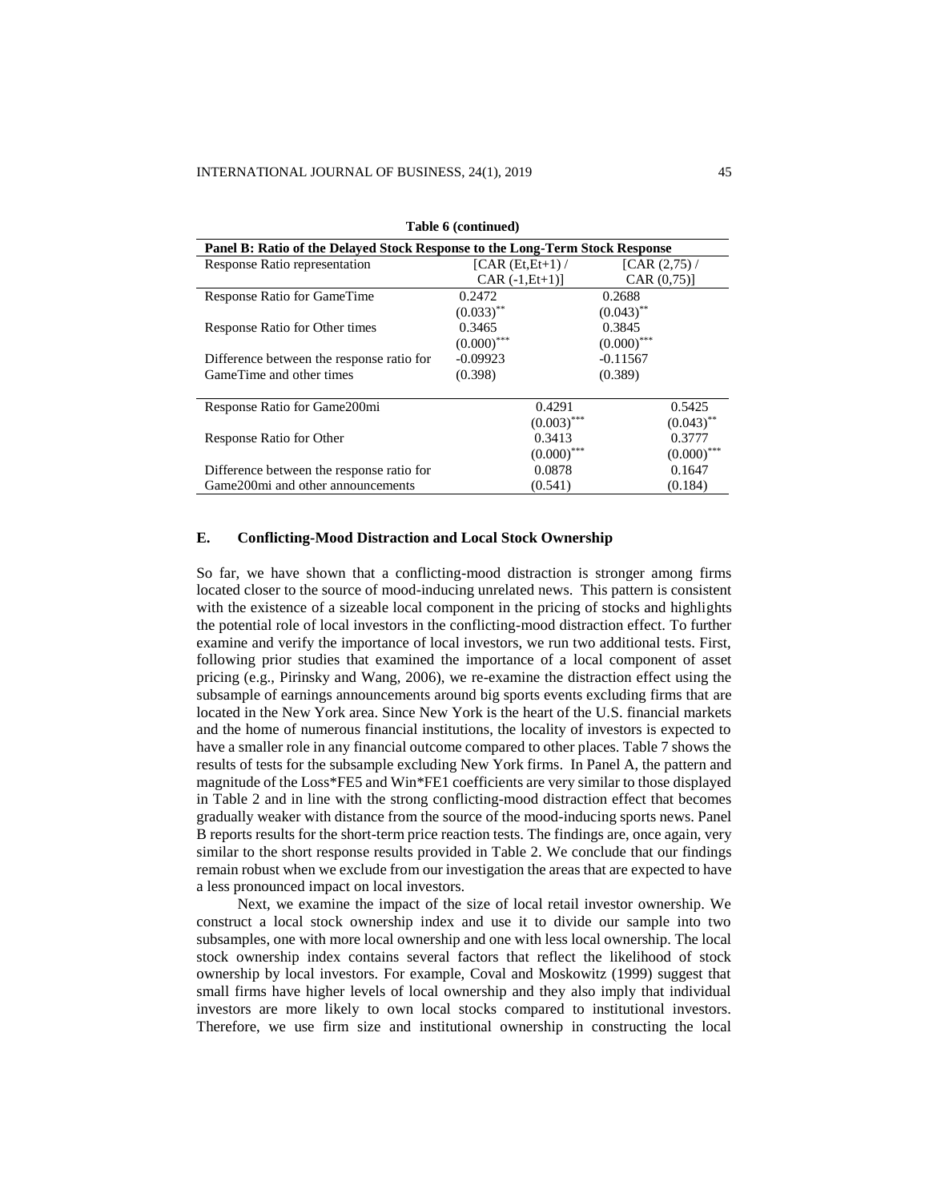**Table 6 (continued)**

| Panel B: Ratio of the Delayed Stock Response to the Long-Term Stock Response | | |
|---|---|---|
| Response Ratio representation | [CAR (Et,Et+1) / CAR (-1,Et+1)] | [CAR (2,75) / CAR (0,75)] |
| Response Ratio for GameTime | 0.2472<br>(0.033)** | 0.2688<br>(0.043)** |
| Response Ratio for Other times | 0.3465<br>(0.000)*** | 0.3845<br>(0.000)*** |
| Difference between the response ratio for GameTime and other times | -0.09923<br>(0.398) | -0.11567<br>(0.389) |
| Response Ratio for Game200mi | 0.4291<br>(0.003)*** | 0.5425<br>(0.043)** |
| Response Ratio for Other | 0.3413<br>(0.000)*** | 0.3777<br>(0.000)*** |
| Difference between the response ratio for Game200mi and other announcements | 0.0878<br>(0.541) | 0.1647<br>(0.184) |

## E. Conflicting-Mood Distraction and Local Stock Ownership

So far, we have shown that a conflicting-mood distraction is stronger among firms located closer to the source of mood-inducing unrelated news. This pattern is consistent with the existence of a sizeable local component in the pricing of stocks and highlights the potential role of local investors in the conflicting-mood distraction effect. To further examine and verify the importance of local investors, we run two additional tests. First, following prior studies that examined the importance of a local component of asset pricing (e.g., Pirinsky and Wang, 2006), we re-examine the distraction effect using the subsample of earnings announcements around big sports events excluding firms that are located in the New York area. Since New York is the heart of the U.S. financial markets and the home of numerous financial institutions, the locality of investors is expected to have a smaller role in any financial outcome compared to other places. Table 7 shows the results of tests for the subsample excluding New York firms. In Panel A, the pattern and magnitude of the Loss*FE5 and Win*FE1 coefficients are very similar to those displayed in Table 2 and in line with the strong conflicting-mood distraction effect that becomes gradually weaker with distance from the source of the mood-inducing sports news. Panel B reports results for the short-term price reaction tests. The findings are, once again, very similar to the short response results provided in Table 2. We conclude that our findings remain robust when we exclude from our investigation the areas that are expected to have a less pronounced impact on local investors.

Next, we examine the impact of the size of local retail investor ownership. We construct a local stock ownership index and use it to divide our sample into two subsamples, one with more local ownership and one with less local ownership. The local stock ownership index contains several factors that reflect the likelihood of stock ownership by local investors. For example, Coval and Moskowitz (1999) suggest that small firms have higher levels of local ownership and they also imply that individual investors are more likely to own local stocks compared to institutional investors. Therefore, we use firm size and institutional ownership in constructing the local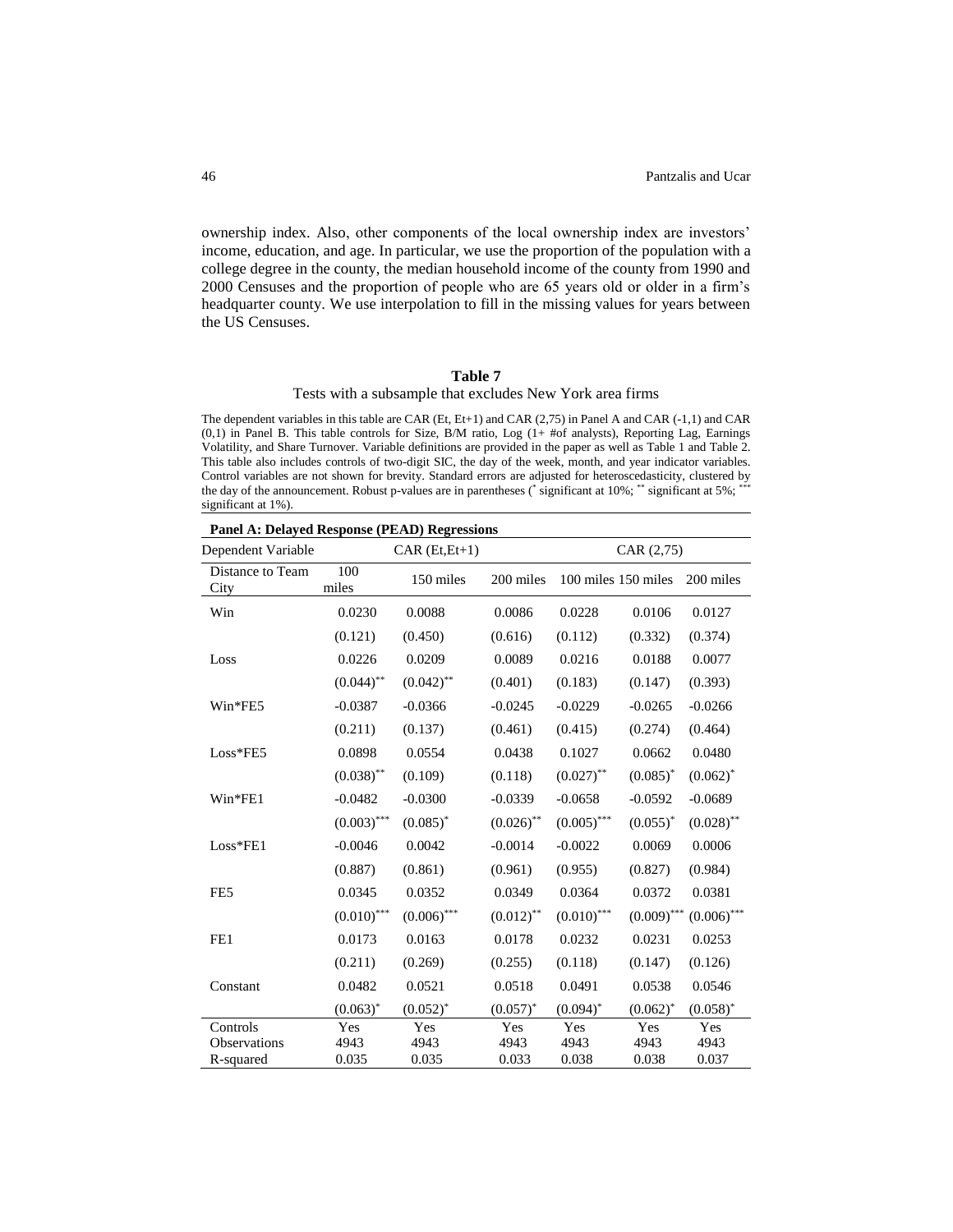ownership index. Also, other components of the local ownership index are investors' income, education, and age. In particular, we use the proportion of the population with a college degree in the county, the median household income of the county from 1990 and 2000 Censuses and the proportion of people who are 65 years old or older in a firm's headquarter county. We use interpolation to fill in the missing values for years between the US Censuses.

**Table 7**

Tests with a subsample that excludes New York area firms

The dependent variables in this table are CAR (Et, Et+1) and CAR (2,75) in Panel A and CAR (-1,1) and CAR (0,1) in Panel B. This table controls for Size, B/M ratio, Log (1+ #of analysts), Reporting Lag, Earnings Volatility, and Share Turnover. Variable definitions are provided in the paper as well as Table 1 and Table 2. This table also includes controls of two-digit SIC, the day of the week, month, and year indicator variables. Control variables are not shown for brevity. Standard errors are adjusted for heteroscedasticity, clustered by the day of the announcement. Robust p-values are in parentheses (* significant at 10%; ** significant at 5%; *** significant at 1%).

**Panel A: Delayed Response (PEAD) Regressions**

| Dependent Variable | CAR (Et,Et+1) | | | CAR (2,75) | | |
|---|---|---|---|---|---|---|
| Distance to Team City | 100 miles | 150 miles | 200 miles | 100 miles | 150 miles | 200 miles |
| Win | 0.0230 | 0.0088 | 0.0086 | 0.0228 | 0.0106 | 0.0127 |
| | (0.121) | (0.450) | (0.616) | (0.112) | (0.332) | (0.374) |
| Loss | 0.0226 | 0.0209 | 0.0089 | 0.0216 | 0.0188 | 0.0077 |
| | (0.044)** | (0.042)** | (0.401) | (0.183) | (0.147) | (0.393) |
| Win*FE5 | -0.0387 | -0.0366 | -0.0245 | -0.0229 | -0.0265 | -0.0266 |
| | (0.211) | (0.137) | (0.461) | (0.415) | (0.274) | (0.464) |
| Loss*FE5 | 0.0898 | 0.0554 | 0.0438 | 0.1027 | 0.0662 | 0.0480 |
| | (0.038)** | (0.109) | (0.118) | (0.027)** | (0.085)* | (0.062)* |
| Win*FE1 | -0.0482 | -0.0300 | -0.0339 | -0.0658 | -0.0592 | -0.0689 |
| | (0.003)*** | (0.085)* | (0.026)** | (0.005)*** | (0.055)* | (0.028)** |
| Loss*FE1 | -0.0046 | 0.0042 | -0.0014 | -0.0022 | 0.0069 | 0.0006 |
| | (0.887) | (0.861) | (0.961) | (0.955) | (0.827) | (0.984) |
| FE5 | 0.0345 | 0.0352 | 0.0349 | 0.0364 | 0.0372 | 0.0381 |
| | (0.010)*** | (0.006)*** | (0.012)** | (0.010)*** | (0.009)*** | (0.006)*** |
| FE1 | 0.0173 | 0.0163 | 0.0178 | 0.0232 | 0.0231 | 0.0253 |
| | (0.211) | (0.269) | (0.255) | (0.118) | (0.147) | (0.126) |
| Constant | 0.0482 | 0.0521 | 0.0518 | 0.0491 | 0.0538 | 0.0546 |
| | (0.063)* | (0.052)* | (0.057)* | (0.094)* | (0.062)* | (0.058)* |
| Controls | Yes | Yes | Yes | Yes | Yes | Yes |
| Observations | 4943 | 4943 | 4943 | 4943 | 4943 | 4943 |
| R-squared | 0.035 | 0.035 | 0.033 | 0.038 | 0.038 | 0.037 |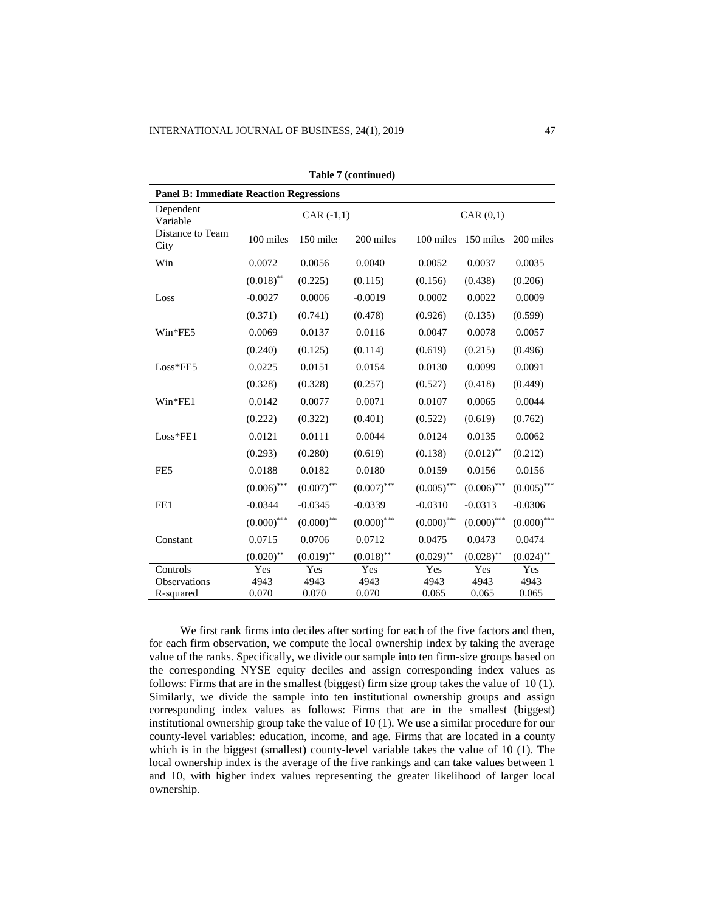**Table 7 (continued)**

| **Panel B: Immediate Reaction Regressions** | | | | | | |
|---|---|---|---|---|---|---|
| Dependent Variable | CAR (-1,1) | | | CAR (0,1) | | |
| Distance to Team City | 100 miles | 150 miles | 200 miles | 100 miles | 150 miles | 200 miles |
| Win | 0.0072 | 0.0056 | 0.0040 | 0.0052 | 0.0037 | 0.0035 |
| | (0.018)** | (0.225) | (0.115) | (0.156) | (0.438) | (0.206) |
| Loss | -0.0027 | 0.0006 | -0.0019 | 0.0002 | 0.0022 | 0.0009 |
| | (0.371) | (0.741) | (0.478) | (0.926) | (0.135) | (0.599) |
| Win*FE5 | 0.0069 | 0.0137 | 0.0116 | 0.0047 | 0.0078 | 0.0057 |
| | (0.240) | (0.125) | (0.114) | (0.619) | (0.215) | (0.496) |
| Loss*FE5 | 0.0225 | 0.0151 | 0.0154 | 0.0130 | 0.0099 | 0.0091 |
| | (0.328) | (0.328) | (0.257) | (0.527) | (0.418) | (0.449) |
| Win*FE1 | 0.0142 | 0.0077 | 0.0071 | 0.0107 | 0.0065 | 0.0044 |
| | (0.222) | (0.322) | (0.401) | (0.522) | (0.619) | (0.762) |
| Loss*FE1 | 0.0121 | 0.0111 | 0.0044 | 0.0124 | 0.0135 | 0.0062 |
| | (0.293) | (0.280) | (0.619) | (0.138) | (0.012)** | (0.212) |
| FE5 | 0.0188 | 0.0182 | 0.0180 | 0.0159 | 0.0156 | 0.0156 |
| | (0.006)*** | (0.007)*** | (0.007)*** | (0.005)*** | (0.006)*** | (0.005)*** |
| FE1 | -0.0344 | -0.0345 | -0.0339 | -0.0310 | -0.0313 | -0.0306 |
| | (0.000)*** | (0.000)*** | (0.000)*** | (0.000)*** | (0.000)*** | (0.000)*** |
| Constant | 0.0715 | 0.0706 | 0.0712 | 0.0475 | 0.0473 | 0.0474 |
| | (0.020)** | (0.019)** | (0.018)** | (0.029)** | (0.028)** | (0.024)** |
| Controls | Yes | Yes | Yes | Yes | Yes | Yes |
| Observations | 4943 | 4943 | 4943 | 4943 | 4943 | 4943 |
| R-squared | 0.070 | 0.070 | 0.070 | 0.065 | 0.065 | 0.065 |

We first rank firms into deciles after sorting for each of the five factors and then, for each firm observation, we compute the local ownership index by taking the average value of the ranks. Specifically, we divide our sample into ten firm-size groups based on the corresponding NYSE equity deciles and assign corresponding index values as follows: Firms that are in the smallest (biggest) firm size group takes the value of 10 (1). Similarly, we divide the sample into ten institutional ownership groups and assign corresponding index values as follows: Firms that are in the smallest (biggest) institutional ownership group take the value of 10 (1). We use a similar procedure for our county-level variables: education, income, and age. Firms that are located in a county which is in the biggest (smallest) county-level variable takes the value of 10 (1). The local ownership index is the average of the five rankings and can take values between 1 and 10, with higher index values representing the greater likelihood of larger local ownership.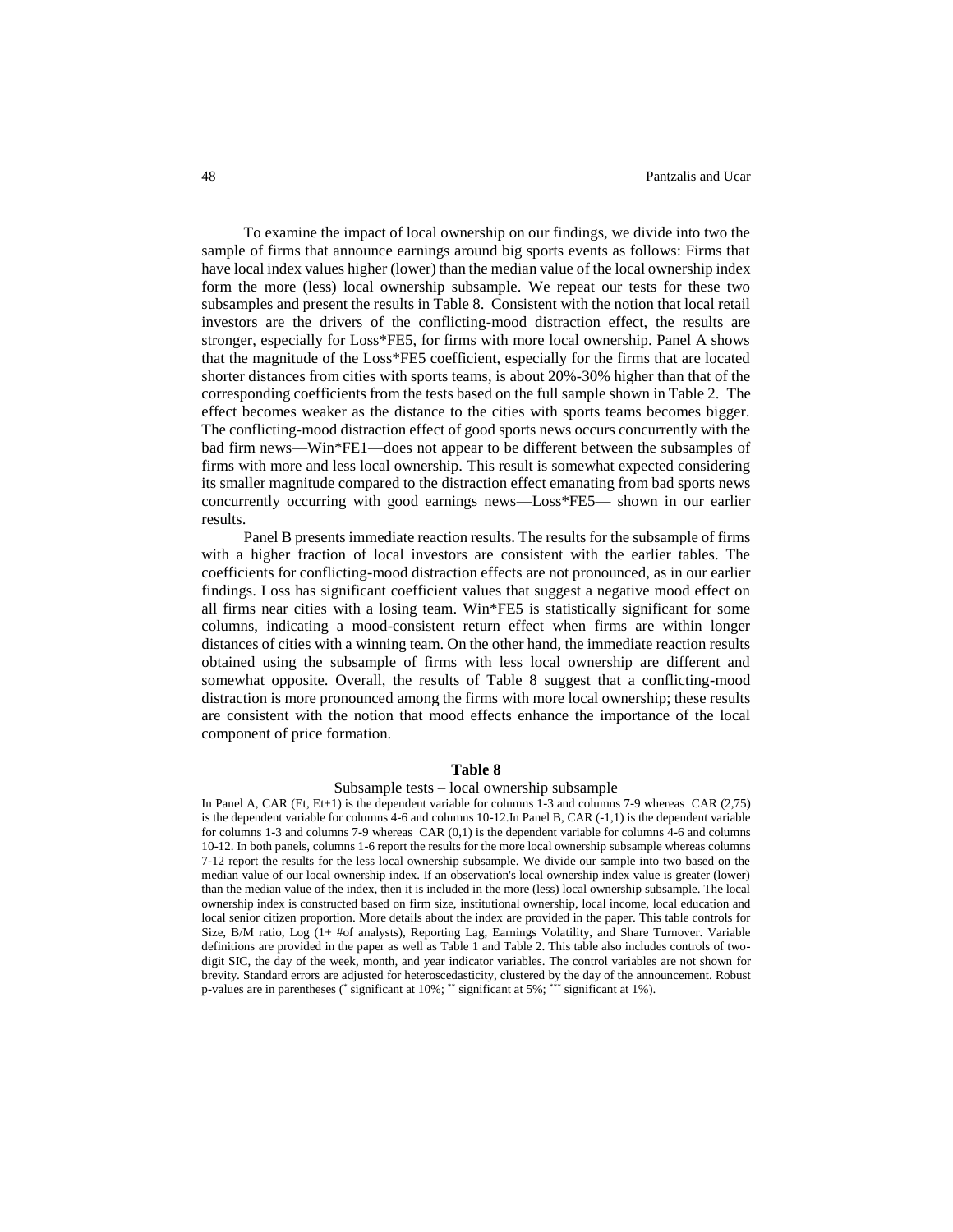To examine the impact of local ownership on our findings, we divide into two the sample of firms that announce earnings around big sports events as follows: Firms that have local index values higher (lower) than the median value of the local ownership index form the more (less) local ownership subsample. We repeat our tests for these two subsamples and present the results in Table 8. Consistent with the notion that local retail investors are the drivers of the conflicting-mood distraction effect, the results are stronger, especially for Loss*FE5, for firms with more local ownership. Panel A shows that the magnitude of the Loss*FE5 coefficient, especially for the firms that are located shorter distances from cities with sports teams, is about 20%-30% higher than that of the corresponding coefficients from the tests based on the full sample shown in Table 2. The effect becomes weaker as the distance to the cities with sports teams becomes bigger. The conflicting-mood distraction effect of good sports news occurs concurrently with the bad firm news—Win*FE1—does not appear to be different between the subsamples of firms with more and less local ownership. This result is somewhat expected considering its smaller magnitude compared to the distraction effect emanating from bad sports news concurrently occurring with good earnings news—Loss*FE5— shown in our earlier results.

Panel B presents immediate reaction results. The results for the subsample of firms with a higher fraction of local investors are consistent with the earlier tables. The coefficients for conflicting-mood distraction effects are not pronounced, as in our earlier findings. Loss has significant coefficient values that suggest a negative mood effect on all firms near cities with a losing team. Win*FE5 is statistically significant for some columns, indicating a mood-consistent return effect when firms are within longer distances of cities with a winning team. On the other hand, the immediate reaction results obtained using the subsample of firms with less local ownership are different and somewhat opposite. Overall, the results of Table 8 suggest that a conflicting-mood distraction is more pronounced among the firms with more local ownership; these results are consistent with the notion that mood effects enhance the importance of the local component of price formation.

**Table 8**

Subsample tests – local ownership subsample

In Panel A, CAR (Et, Et+1) is the dependent variable for columns 1-3 and columns 7-9 whereas CAR (2,75) is the dependent variable for columns 4-6 and columns 10-12.In Panel B, CAR (-1,1) is the dependent variable for columns 1-3 and columns 7-9 whereas CAR (0,1) is the dependent variable for columns 4-6 and columns 10-12. In both panels, columns 1-6 report the results for the more local ownership subsample whereas columns 7-12 report the results for the less local ownership subsample. We divide our sample into two based on the median value of our local ownership index. If an observation's local ownership index value is greater (lower) than the median value of the index, then it is included in the more (less) local ownership subsample. The local ownership index is constructed based on firm size, institutional ownership, local income, local education and local senior citizen proportion. More details about the index are provided in the paper. This table controls for Size, B/M ratio, Log (1+ #of analysts), Reporting Lag, Earnings Volatility, and Share Turnover. Variable definitions are provided in the paper as well as Table 1 and Table 2. This table also includes controls of two-digit SIC, the day of the week, month, and year indicator variables. The control variables are not shown for brevity. Standard errors are adjusted for heteroscedasticity, clustered by the day of the announcement. Robust p-values are in parentheses (* significant at 10%; ** significant at 5%; *** significant at 1%).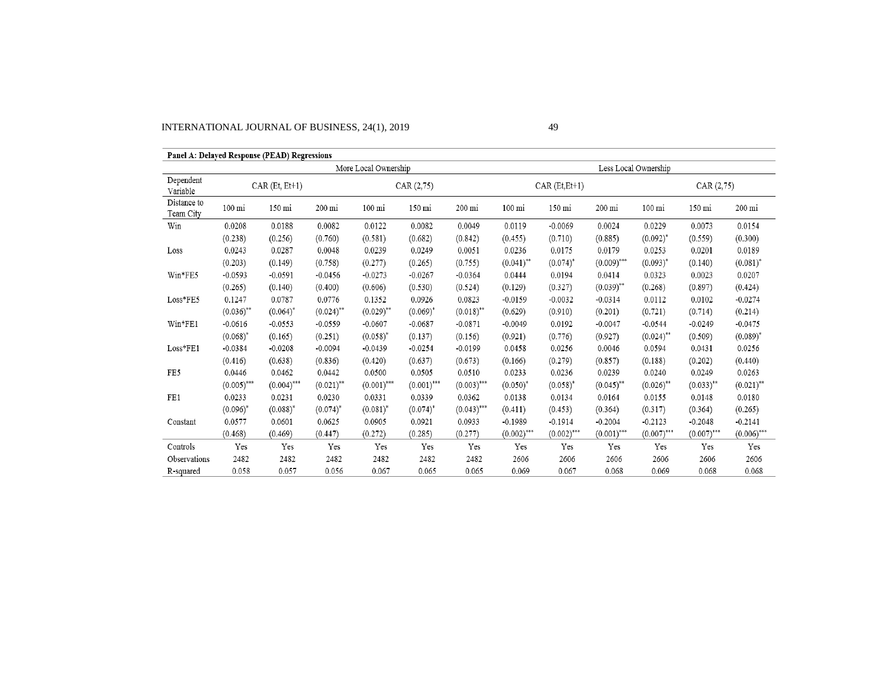**Panel A: Delayed Response (PEAD) Regressions**

| | More Local Ownership | | | | | | Less Local Ownership | | | | | |
|---|---|---|---|---|---|---|---|---|---|---|---|---|
| Dependent Variable | CAR (Et, Et+1) | | | CAR (2,75) | | | CAR (Et,Et+1) | | | CAR (2,75) | | |
| Distance to Team City | 100 mi | 150 mi | 200 mi | 100 mi | 150 mi | 200 mi | 100 mi | 150 mi | 200 mi | 100 mi | 150 mi | 200 mi |
| Win | 0.0208 | 0.0188 | 0.0082 | 0.0122 | 0.0082 | 0.0049 | 0.0119 | -0.0069 | 0.0024 | 0.0229 | 0.0073 | 0.0154 |
| | (0.238) | (0.256) | (0.760) | (0.581) | (0.682) | (0.842) | (0.455) | (0.710) | (0.885) | (0.092)* | (0.559) | (0.300) |
| Loss | 0.0243 | 0.0287 | 0.0048 | 0.0239 | 0.0249 | 0.0051 | 0.0236 | 0.0175 | 0.0179 | 0.0253 | 0.0201 | 0.0189 |
| | (0.203) | (0.149) | (0.758) | (0.277) | (0.265) | (0.755) | (0.041)** | (0.074)* | (0.009)*** | (0.093)* | (0.140) | (0.081)* |
| Win*FE5 | -0.0593 | -0.0591 | -0.0456 | -0.0273 | -0.0267 | -0.0364 | 0.0444 | 0.0194 | 0.0414 | 0.0323 | 0.0023 | 0.0207 |
| | (0.265) | (0.140) | (0.400) | (0.606) | (0.530) | (0.524) | (0.129) | (0.327) | (0.039)** | (0.268) | (0.897) | (0.424) |
| Loss*FE5 | 0.1247 | 0.0787 | 0.0776 | 0.1352 | 0.0926 | 0.0823 | -0.0159 | -0.0032 | -0.0314 | 0.0112 | 0.0102 | -0.0274 |
| | (0.036)** | (0.064)* | (0.024)** | (0.029)** | (0.069)* | (0.018)** | (0.629) | (0.910) | (0.201) | (0.721) | (0.714) | (0.214) |
| Win*FE1 | -0.0616 | -0.0553 | -0.0559 | -0.0607 | -0.0687 | -0.0871 | -0.0049 | 0.0192 | -0.0047 | -0.0544 | -0.0249 | -0.0475 |
| | (0.068)* | (0.165) | (0.251) | (0.058)* | (0.137) | (0.156) | (0.921) | (0.776) | (0.927) | (0.024)** | (0.509) | (0.089)* |
| Loss*FE1 | -0.0384 | -0.0208 | -0.0094 | -0.0439 | -0.0254 | -0.0199 | 0.0458 | 0.0256 | 0.0046 | 0.0594 | 0.0431 | 0.0256 |
| | (0.416) | (0.638) | (0.836) | (0.420) | (0.637) | (0.673) | (0.166) | (0.279) | (0.857) | (0.188) | (0.202) | (0.440) |
| FE5 | 0.0446 | 0.0462 | 0.0442 | 0.0500 | 0.0505 | 0.0510 | 0.0233 | 0.0236 | 0.0239 | 0.0240 | 0.0249 | 0.0263 |
| | (0.005)*** | (0.004)*** | (0.021)** | (0.001)*** | (0.001)*** | (0.003)*** | (0.050)* | (0.058)* | (0.045)** | (0.026)** | (0.033)** | (0.021)** |
| FE1 | 0.0233 | 0.0231 | 0.0230 | 0.0331 | 0.0339 | 0.0362 | 0.0138 | 0.0134 | 0.0164 | 0.0155 | 0.0148 | 0.0180 |
| | (0.096)* | (0.088)* | (0.074)* | (0.081)* | (0.074)* | (0.043)*** | (0.411) | (0.453) | (0.364) | (0.317) | (0.364) | (0.265) |
| Constant | 0.0577 | 0.0601 | 0.0625 | 0.0905 | 0.0921 | 0.0933 | -0.1989 | -0.1914 | -0.2004 | -0.2123 | -0.2048 | -0.2141 |
| | (0.468) | (0.469) | (0.447) | (0.272) | (0.285) | (0.277) | (0.002)*** | (0.002)*** | (0.001)*** | (0.007)*** | (0.007)*** | (0.006)*** |
| Controls | Yes | Yes | Yes | Yes | Yes | Yes | Yes | Yes | Yes | Yes | Yes | Yes |
| Observations | 2482 | 2482 | 2482 | 2482 | 2482 | 2482 | 2606 | 2606 | 2606 | 2606 | 2606 | 2606 |
| R-squared | 0.058 | 0.057 | 0.056 | 0.067 | 0.065 | 0.065 | 0.069 | 0.067 | 0.068 | 0.069 | 0.068 | 0.068 |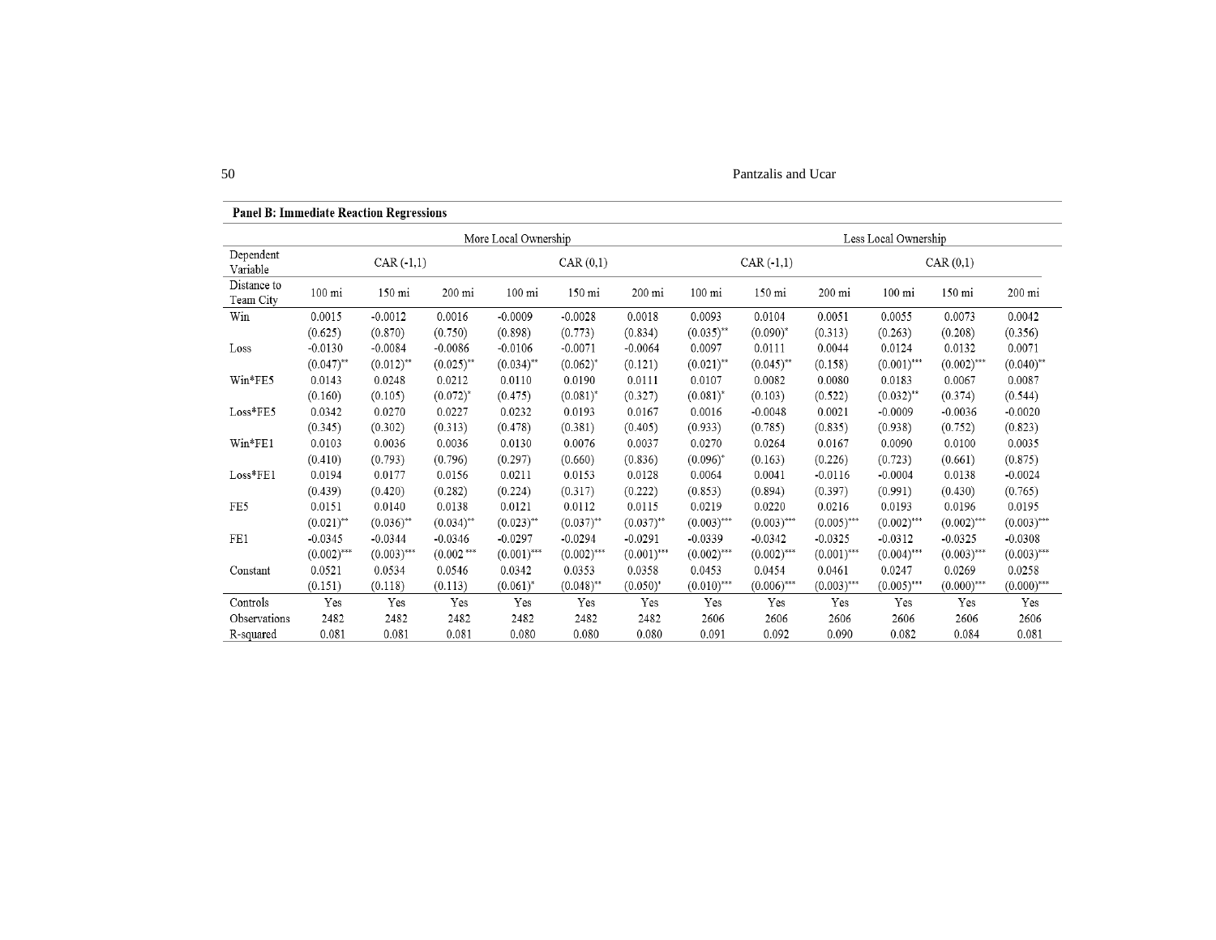**Panel B: Immediate Reaction Regressions**

| | More Local Ownership | | | | | | Less Local Ownership | | | | | |
|---|---|---|---|---|---|---|---|---|---|---|---|---|
| Dependent Variable | CAR (-1,1) | | | CAR (0,1) | | | CAR (-1,1) | | | CAR (0,1) | | |
| Distance to Team City | 100 mi | 150 mi | 200 mi | 100 mi | 150 mi | 200 mi | 100 mi | 150 mi | 200 mi | 100 mi | 150 mi | 200 mi |
| Win | 0.0015 | -0.0012 | 0.0016 | -0.0009 | -0.0028 | 0.0018 | 0.0093 | 0.0104 | 0.0051 | 0.0055 | 0.0073 | 0.0042 |
| | (0.625) | (0.870) | (0.750) | (0.898) | (0.773) | (0.834) | (0.035)** | (0.090)* | (0.313) | (0.263) | (0.208) | (0.356) |
| Loss | -0.0130 | -0.0084 | -0.0086 | -0.0106 | -0.0071 | -0.0064 | 0.0097 | 0.0111 | 0.0044 | 0.0124 | 0.0132 | 0.0071 |
| | (0.047)** | (0.012)** | (0.025)** | (0.034)** | (0.062)* | (0.121) | (0.021)** | (0.045)** | (0.158) | (0.001)*** | (0.002)*** | (0.040)** |
| Win*FE5 | 0.0143 | 0.0248 | 0.0212 | 0.0110 | 0.0190 | 0.0111 | 0.0107 | 0.0082 | 0.0080 | 0.0183 | 0.0067 | 0.0087 |
| | (0.160) | (0.105) | (0.072)* | (0.475) | (0.081)* | (0.327) | (0.081)* | (0.103) | (0.522) | (0.032)** | (0.374) | (0.544) |
| Loss*FE5 | 0.0342 | 0.0270 | 0.0227 | 0.0232 | 0.0193 | 0.0167 | 0.0016 | -0.0048 | 0.0021 | -0.0009 | -0.0036 | -0.0020 |
| | (0.345) | (0.302) | (0.313) | (0.478) | (0.381) | (0.405) | (0.933) | (0.785) | (0.835) | (0.938) | (0.752) | (0.823) |
| Win*FE1 | 0.0103 | 0.0036 | 0.0036 | 0.0130 | 0.0076 | 0.0037 | 0.0270 | 0.0264 | 0.0167 | 0.0090 | 0.0100 | 0.0035 |
| | (0.410) | (0.793) | (0.796) | (0.297) | (0.660) | (0.836) | (0.096)* | (0.163) | (0.226) | (0.723) | (0.661) | (0.875) |
| Loss*FE1 | 0.0194 | 0.0177 | 0.0156 | 0.0211 | 0.0153 | 0.0128 | 0.0064 | 0.0041 | -0.0116 | -0.0004 | 0.0138 | -0.0024 |
| | (0.439) | (0.420) | (0.282) | (0.224) | (0.317) | (0.222) | (0.853) | (0.894) | (0.397) | (0.991) | (0.430) | (0.765) |
| FE5 | 0.0151 | 0.0140 | 0.0138 | 0.0121 | 0.0112 | 0.0115 | 0.0219 | 0.0220 | 0.0216 | 0.0193 | 0.0196 | 0.0195 |
| | (0.021)** | (0.036)** | (0.034)** | (0.023)** | (0.037)** | (0.037)** | (0.003)*** | (0.003)*** | (0.005)*** | (0.002)*** | (0.002)*** | (0.003)*** |
| FE1 | -0.0345 | -0.0344 | -0.0346 | -0.0297 | -0.0294 | -0.0291 | -0.0339 | -0.0342 | -0.0325 | -0.0312 | -0.0325 | -0.0308 |
| | (0.002)*** | (0.003)*** | (0.002 *** | (0.001)*** | (0.002)*** | (0.001)*** | (0.002)*** | (0.002)*** | (0.001)*** | (0.004)*** | (0.003)*** | (0.003)*** |
| Constant | 0.0521 | 0.0534 | 0.0546 | 0.0342 | 0.0353 | 0.0358 | 0.0453 | 0.0454 | 0.0461 | 0.0247 | 0.0269 | 0.0258 |
| | (0.151) | (0.118) | (0.113) | (0.061)* | (0.048)** | (0.050)* | (0.010)*** | (0.006)*** | (0.003)*** | (0.005)*** | (0.000)*** | (0.000)*** |
| Controls | Yes | Yes | Yes | Yes | Yes | Yes | Yes | Yes | Yes | Yes | Yes | Yes |
| Observations | 2482 | 2482 | 2482 | 2482 | 2482 | 2482 | 2606 | 2606 | 2606 | 2606 | 2606 | 2606 |
| R-squared | 0.081 | 0.081 | 0.081 | 0.080 | 0.080 | 0.080 | 0.091 | 0.092 | 0.090 | 0.082 | 0.084 | 0.081 |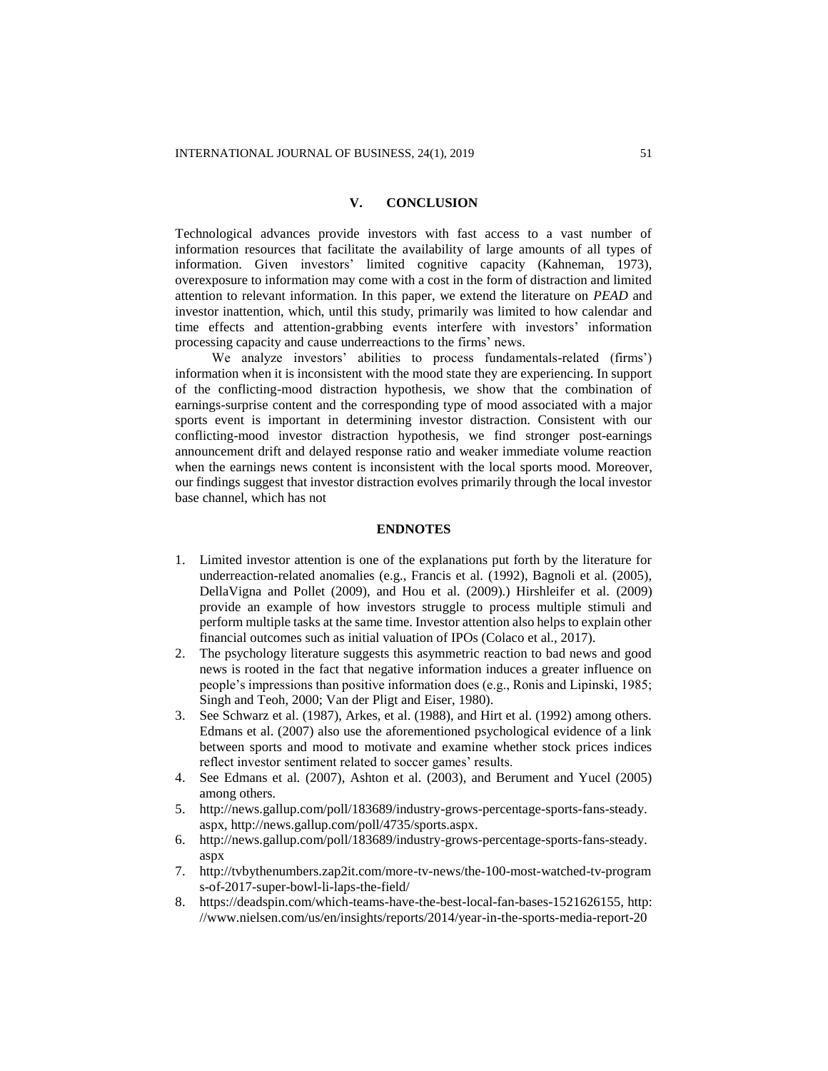## V. CONCLUSION

Technological advances provide investors with fast access to a vast number of information resources that facilitate the availability of large amounts of all types of information. Given investors' limited cognitive capacity (Kahneman, 1973), overexposure to information may come with a cost in the form of distraction and limited attention to relevant information. In this paper, we extend the literature on *PEAD* and investor inattention, which, until this study, primarily was limited to how calendar and time effects and attention-grabbing events interfere with investors' information processing capacity and cause underreactions to the firms' news.

We analyze investors' abilities to process fundamentals-related (firms') information when it is inconsistent with the mood state they are experiencing. In support of the conflicting-mood distraction hypothesis, we show that the combination of earnings-surprise content and the corresponding type of mood associated with a major sports event is important in determining investor distraction. Consistent with our conflicting-mood investor distraction hypothesis, we find stronger post-earnings announcement drift and delayed response ratio and weaker immediate volume reaction when the earnings news content is inconsistent with the local sports mood. Moreover, our findings suggest that investor distraction evolves primarily through the local investor base channel, which has not

## ENDNOTES

1. Limited investor attention is one of the explanations put forth by the literature for underreaction-related anomalies (e.g., Francis et al. (1992), Bagnoli et al. (2005), DellaVigna and Pollet (2009), and Hou et al. (2009).) Hirshleifer et al. (2009) provide an example of how investors struggle to process multiple stimuli and perform multiple tasks at the same time. Investor attention also helps to explain other financial outcomes such as initial valuation of IPOs (Colaco et al., 2017).
2. The psychology literature suggests this asymmetric reaction to bad news and good news is rooted in the fact that negative information induces a greater influence on people's impressions than positive information does (e.g., Ronis and Lipinski, 1985; Singh and Teoh, 2000; Van der Pligt and Eiser, 1980).
3. See Schwarz et al. (1987), Arkes, et al. (1988), and Hirt et al. (1992) among others. Edmans et al. (2007) also use the aforementioned psychological evidence of a link between sports and mood to motivate and examine whether stock prices indices reflect investor sentiment related to soccer games' results.
4. See Edmans et al. (2007), Ashton et al. (2003), and Berument and Yucel (2005) among others.
5. http://news.gallup.com/poll/183689/industry-grows-percentage-sports-fans-steady.aspx, http://news.gallup.com/poll/4735/sports.aspx.
6. http://news.gallup.com/poll/183689/industry-grows-percentage-sports-fans-steady.aspx
7. http://tvbythenumbers.zap2it.com/more-tv-news/the-100-most-watched-tv-programs-of-2017-super-bowl-li-laps-the-field/
8. https://deadspin.com/which-teams-have-the-best-local-fan-bases-1521626155, http://www.nielsen.com/us/en/insights/reports/2014/year-in-the-sports-media-report-20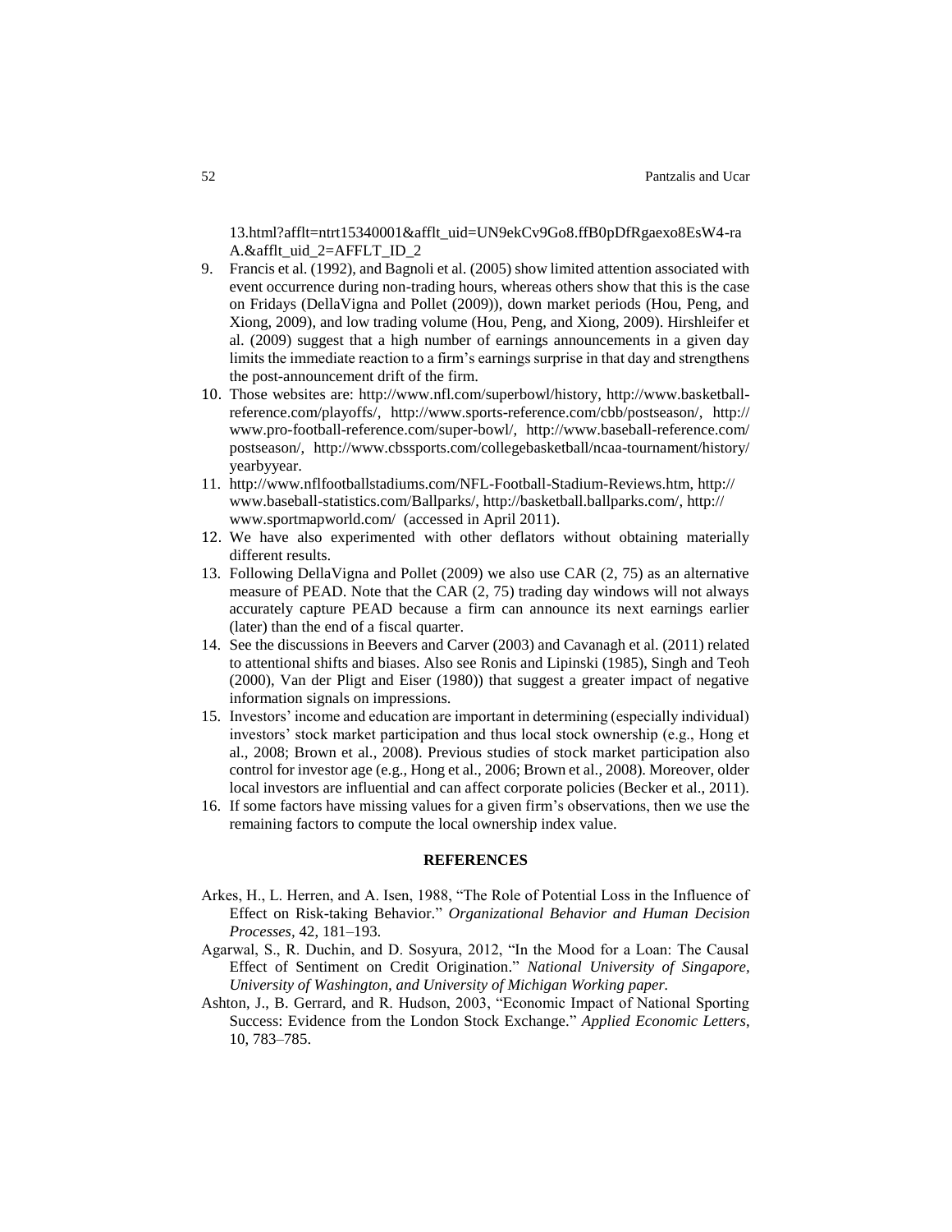13.html?afflt=ntrt15340001&afflt_uid=UN9ekCv9Go8.ffB0pDfRgaexo8EsW4-raA.&afflt_uid_2=AFFLT_ID_2

9. Francis et al. (1992), and Bagnoli et al. (2005) show limited attention associated with event occurrence during non-trading hours, whereas others show that this is the case on Fridays (DellaVigna and Pollet (2009)), down market periods (Hou, Peng, and Xiong, 2009), and low trading volume (Hou, Peng, and Xiong, 2009). Hirshleifer et al. (2009) suggest that a high number of earnings announcements in a given day limits the immediate reaction to a firm's earnings surprise in that day and strengthens the post-announcement drift of the firm.
10. Those websites are: http://www.nfl.com/superbowl/history, http://www.basketball-reference.com/playoffs/, http://www.sports-reference.com/cbb/postseason/, http://www.pro-football-reference.com/super-bowl/, http://www.baseball-reference.com/postseason/, http://www.cbssports.com/collegebasketball/ncaa-tournament/history/yearbyyear.
11. http://www.nflfootballstadiums.com/NFL-Football-Stadium-Reviews.htm, http://www.baseball-statistics.com/Ballparks/, http://basketball.ballparks.com/, http://www.sportmapworld.com/ (accessed in April 2011).
12. We have also experimented with other deflators without obtaining materially different results.
13. Following DellaVigna and Pollet (2009) we also use CAR (2, 75) as an alternative measure of PEAD. Note that the CAR (2, 75) trading day windows will not always accurately capture PEAD because a firm can announce its next earnings earlier (later) than the end of a fiscal quarter.
14. See the discussions in Beevers and Carver (2003) and Cavanagh et al. (2011) related to attentional shifts and biases. Also see Ronis and Lipinski (1985), Singh and Teoh (2000), Van der Pligt and Eiser (1980)) that suggest a greater impact of negative information signals on impressions.
15. Investors' income and education are important in determining (especially individual) investors' stock market participation and thus local stock ownership (e.g., Hong et al., 2008; Brown et al., 2008). Previous studies of stock market participation also control for investor age (e.g., Hong et al., 2006; Brown et al., 2008). Moreover, older local investors are influential and can affect corporate policies (Becker et al., 2011).
16. If some factors have missing values for a given firm's observations, then we use the remaining factors to compute the local ownership index value.

## REFERENCES

Arkes, H., L. Herren, and A. Isen, 1988, "The Role of Potential Loss in the Influence of Effect on Risk-taking Behavior." *Organizational Behavior and Human Decision Processes*, 42, 181–193.

Agarwal, S., R. Duchin, and D. Sosyura, 2012, "In the Mood for a Loan: The Causal Effect of Sentiment on Credit Origination." *National University of Singapore, University of Washington, and University of Michigan Working paper.*

Ashton, J., B. Gerrard, and R. Hudson, 2003, "Economic Impact of National Sporting Success: Evidence from the London Stock Exchange." *Applied Economic Letters*, 10, 783–785.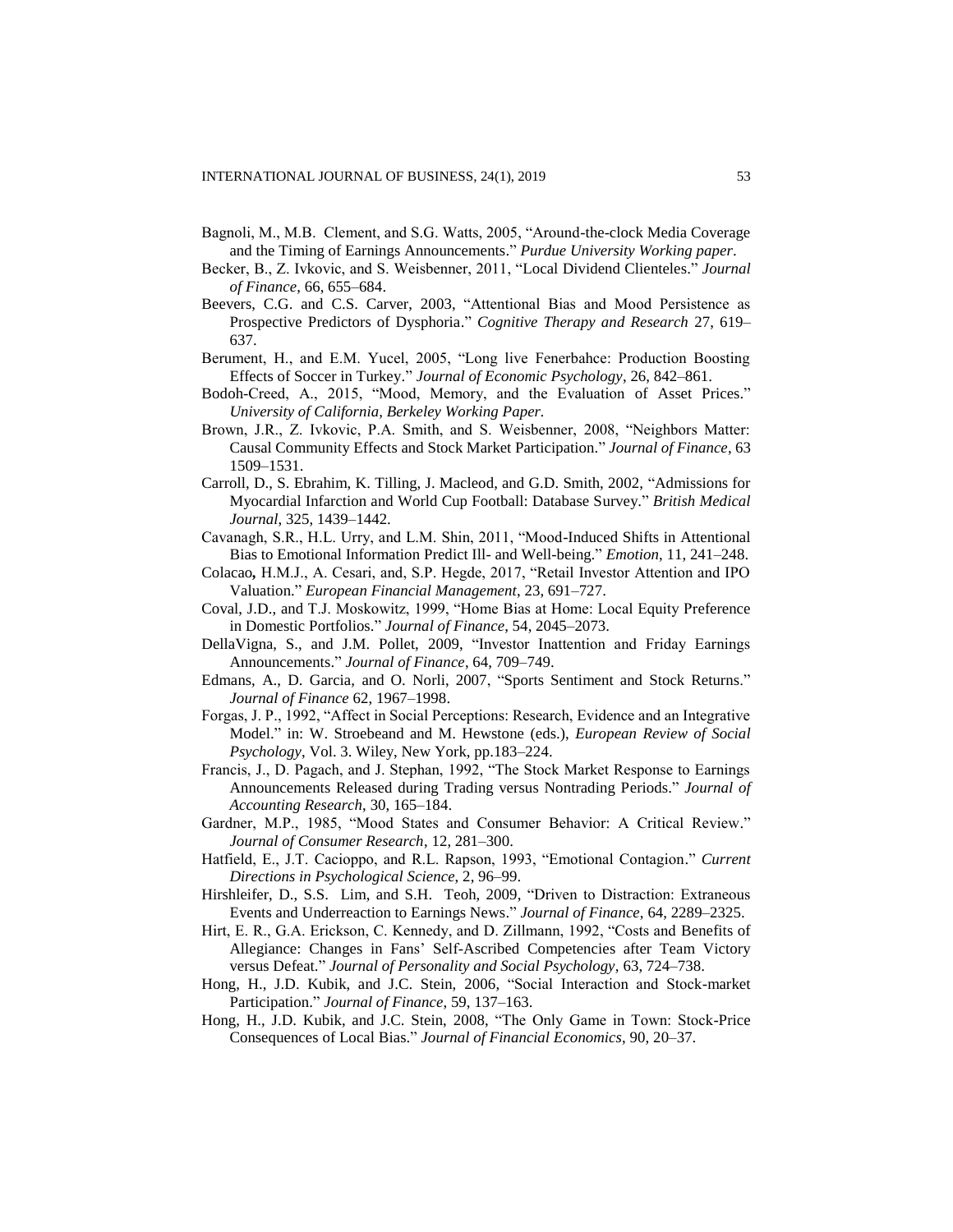Bagnoli, M., M.B. Clement, and S.G. Watts, 2005, "Around-the-clock Media Coverage and the Timing of Earnings Announcements." *Purdue University Working paper*.

Becker, B., Z. Ivkovic, and S. Weisbenner, 2011, "Local Dividend Clienteles." *Journal of Finance*, 66, 655–684.

Beevers, C.G. and C.S. Carver, 2003, "Attentional Bias and Mood Persistence as Prospective Predictors of Dysphoria." *Cognitive Therapy and Research* 27, 619–637.

Berument, H., and E.M. Yucel, 2005, "Long live Fenerbahce: Production Boosting Effects of Soccer in Turkey." *Journal of Economic Psychology*, 26, 842–861.

Bodoh-Creed, A., 2015, "Mood, Memory, and the Evaluation of Asset Prices." *University of California, Berkeley Working Paper.*

Brown, J.R., Z. Ivkovic, P.A. Smith, and S. Weisbenner, 2008, "Neighbors Matter: Causal Community Effects and Stock Market Participation." *Journal of Finance*, 63 1509–1531.

Carroll, D., S. Ebrahim, K. Tilling, J. Macleod, and G.D. Smith, 2002, "Admissions for Myocardial Infarction and World Cup Football: Database Survey." *British Medical Journal,* 325, 1439–1442.

Cavanagh, S.R., H.L. Urry, and L.M. Shin, 2011, "Mood-Induced Shifts in Attentional Bias to Emotional Information Predict Ill- and Well-being." *Emotion*, 11, 241–248.

Colacao**,** H.M.J., A. Cesari, and, S.P. Hegde, 2017, "Retail Investor Attention and IPO Valuation." *European Financial Management*, 23, 691–727.

Coval, J.D., and T.J. Moskowitz, 1999, "Home Bias at Home: Local Equity Preference in Domestic Portfolios." *Journal of Finance*, 54, 2045–2073.

DellaVigna, S., and J.M. Pollet, 2009, "Investor Inattention and Friday Earnings Announcements." *Journal of Finance*, 64, 709–749.

Edmans, A., D. Garcia, and O. Norli, 2007, "Sports Sentiment and Stock Returns." *Journal of Finance* 62, 1967–1998.

Forgas, J. P., 1992, "Affect in Social Perceptions: Research, Evidence and an Integrative Model." in: W. Stroebeand and M. Hewstone (eds.), *European Review of Social Psychology*, Vol. 3. Wiley, New York, pp.183–224.

Francis, J., D. Pagach, and J. Stephan, 1992, "The Stock Market Response to Earnings Announcements Released during Trading versus Nontrading Periods." *Journal of Accounting Research*, 30, 165–184.

Gardner, M.P., 1985, "Mood States and Consumer Behavior: A Critical Review." *Journal of Consumer Research*, 12, 281–300.

Hatfield, E., J.T. Cacioppo, and R.L. Rapson, 1993, "Emotional Contagion." *Current Directions in Psychological Science*, 2, 96–99.

Hirshleifer, D., S.S. Lim, and S.H. Teoh, 2009, "Driven to Distraction: Extraneous Events and Underreaction to Earnings News." *Journal of Finance*, 64, 2289–2325.

Hirt, E. R., G.A. Erickson, C. Kennedy, and D. Zillmann, 1992, "Costs and Benefits of Allegiance: Changes in Fans' Self-Ascribed Competencies after Team Victory versus Defeat." *Journal of Personality and Social Psychology*, 63, 724–738.

Hong, H., J.D. Kubik, and J.C. Stein, 2006, "Social Interaction and Stock-market Participation." *Journal of Finance*, 59, 137–163.

Hong, H., J.D. Kubik, and J.C. Stein, 2008, "The Only Game in Town: Stock-Price Consequences of Local Bias." *Journal of Financial Economics*, 90, 20–37.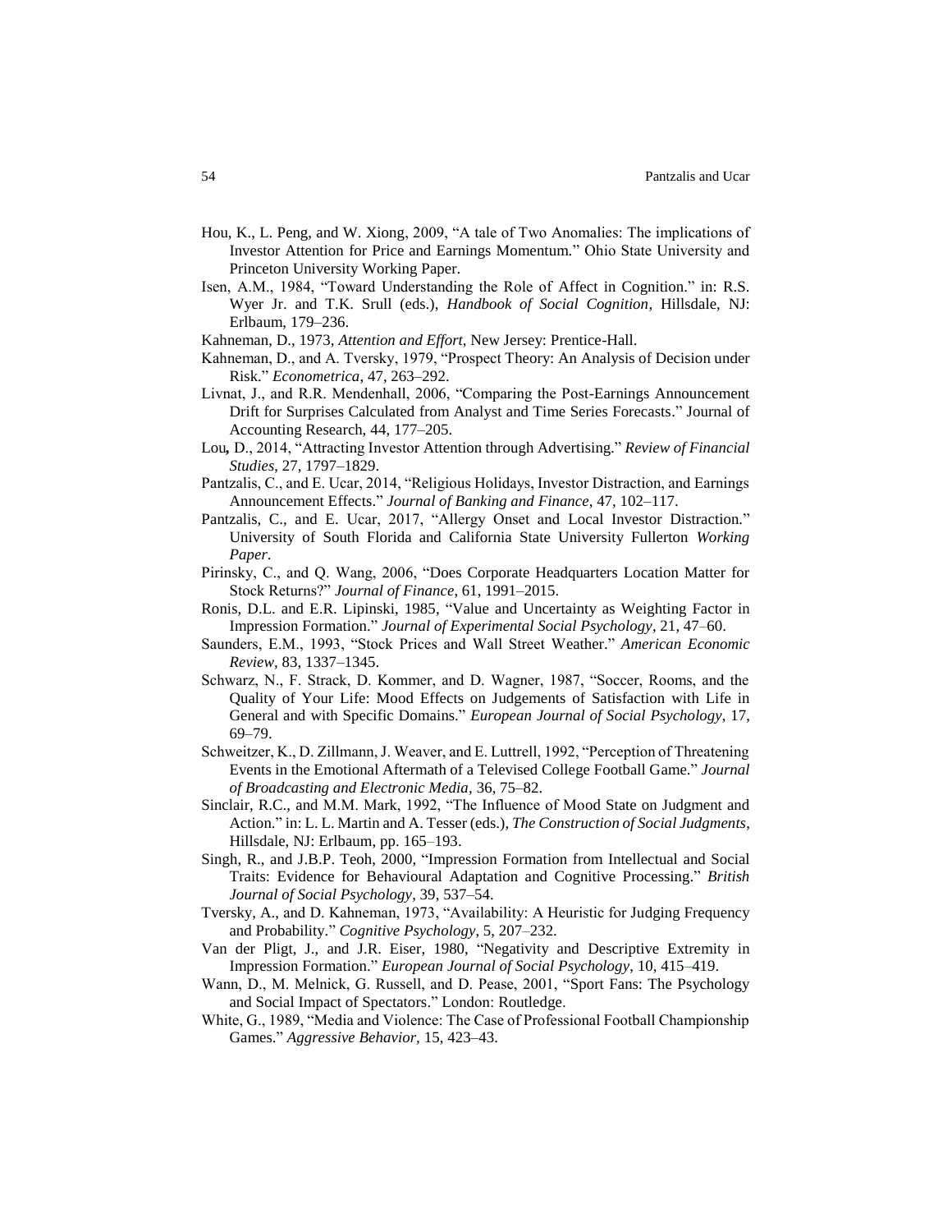Hou, K., L. Peng, and W. Xiong, 2009, "A tale of Two Anomalies: The implications of Investor Attention for Price and Earnings Momentum." Ohio State University and Princeton University Working Paper.

Isen, A.M., 1984, "Toward Understanding the Role of Affect in Cognition." in: R.S. Wyer Jr. and T.K. Srull (eds.), *Handbook of Social Cognition,* Hillsdale, NJ: Erlbaum, 179–236.

Kahneman, D., 1973, *Attention and Effort*, New Jersey: Prentice-Hall.

Kahneman, D., and A. Tversky, 1979, "Prospect Theory: An Analysis of Decision under Risk." *Econometrica,* 47, 263–292.

Livnat, J., and R.R. Mendenhall, 2006, "Comparing the Post-Earnings Announcement Drift for Surprises Calculated from Analyst and Time Series Forecasts." Journal of Accounting Research, 44, 177–205.

Lou**,** D., 2014, "Attracting Investor Attention through Advertising." *Review of Financial Studies,* 27, 1797–1829.

Pantzalis, C., and E. Ucar, 2014, "Religious Holidays, Investor Distraction, and Earnings Announcement Effects." *Journal of Banking and Finance*, 47, 102–117.

Pantzalis, C., and E. Ucar, 2017, "Allergy Onset and Local Investor Distraction." University of South Florida and California State University Fullerton *Working Paper*.

Pirinsky, C., and Q. Wang, 2006, "Does Corporate Headquarters Location Matter for Stock Returns?" *Journal of Finance,* 61, 1991–2015.

Ronis, D.L. and E.R. Lipinski, 1985, "Value and Uncertainty as Weighting Factor in Impression Formation." *Journal of Experimental Social Psychology,* 21, 47–60.

Saunders, E.M., 1993, "Stock Prices and Wall Street Weather." *American Economic Review*, 83, 1337–1345.

Schwarz, N., F. Strack, D. Kommer, and D. Wagner, 1987, "Soccer, Rooms, and the Quality of Your Life: Mood Effects on Judgements of Satisfaction with Life in General and with Specific Domains." *European Journal of Social Psychology,* 17, 69–79.

Schweitzer, K., D. Zillmann, J. Weaver, and E. Luttrell, 1992, "Perception of Threatening Events in the Emotional Aftermath of a Televised College Football Game." *Journal of Broadcasting and Electronic Media,* 36, 75–82.

Sinclair, R.C., and M.M. Mark, 1992, "The Influence of Mood State on Judgment and Action." in: L. L. Martin and A. Tesser (eds.), *The Construction of Social Judgments*, Hillsdale, NJ: Erlbaum, pp. 165–193.

Singh, R., and J.B.P. Teoh, 2000, "Impression Formation from Intellectual and Social Traits: Evidence for Behavioural Adaptation and Cognitive Processing." *British Journal of Social Psychology*, 39, 537–54.

Tversky, A., and D. Kahneman, 1973, "Availability: A Heuristic for Judging Frequency and Probability." *Cognitive Psychology*, 5, 207–232.

Van der Pligt, J., and J.R. Eiser, 1980, "Negativity and Descriptive Extremity in Impression Formation." *European Journal of Social Psychology*, 10, 415–419.

Wann, D., M. Melnick, G. Russell, and D. Pease, 2001, "Sport Fans: The Psychology and Social Impact of Spectators." London: Routledge.

White, G., 1989, "Media and Violence: The Case of Professional Football Championship Games." *Aggressive Behavior,* 15, 423–43.